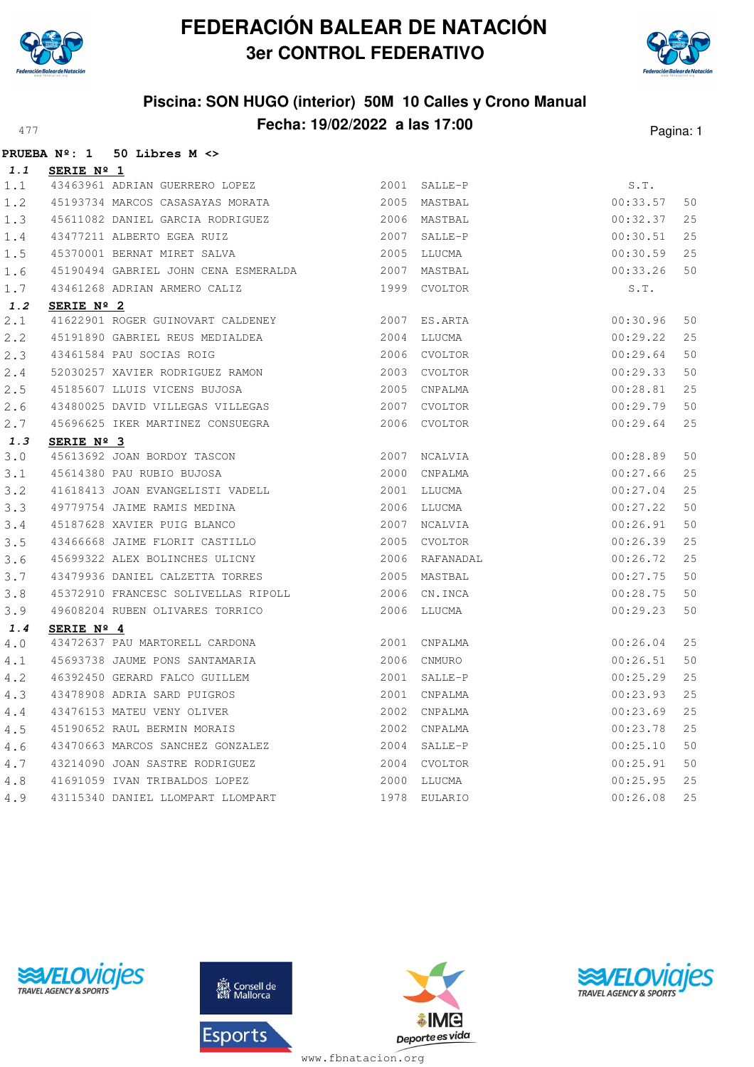# FEDERACIÓN BALEAR DE NATACIÓN
## 3er CONTROL FEDERATIVO

### Piscina: SON HUGO (interior) 50M 10 Calles y Crono Manual
### Fecha: 19/02/2022 a las 17:00

477

**PRUEBA Nº: 1 50 Libres M <>**

**1.1 SERIE Nº 1**

| | | | | | | |
|---|---|---|---|---|---|---|
| 1.1 | 43463961 | ADRIAN GUERRERO LOPEZ | 2001 | SALLE-P | S.T. | |
| 1.2 | 45193734 | MARCOS CASASAYAS MORATA | 2005 | MASTBAL | 00:33.57 | 50 |
| 1.3 | 45611082 | DANIEL GARCIA RODRIGUEZ | 2006 | MASTBAL | 00:32.37 | 25 |
| 1.4 | 43477211 | ALBERTO EGEA RUIZ | 2007 | SALLE-P | 00:30.51 | 25 |
| 1.5 | 45370001 | BERNAT MIRET SALVA | 2005 | LLUCMA | 00:30.59 | 25 |
| 1.6 | 45190494 | GABRIEL JOHN CENA ESMERALDA | 2007 | MASTBAL | 00:33.26 | 50 |
| 1.7 | 43461268 | ADRIAN ARMERO CALIZ | 1999 | CVOLTOR | S.T. | |

**1.2 SERIE Nº 2**

| | | | | | | |
|---|---|---|---|---|---|---|
| 2.1 | 41622901 | ROGER GUINOVART CALDENEY | 2007 | ES.ARTA | 00:30.96 | 50 |
| 2.2 | 45191890 | GABRIEL REUS MEDIALDEA | 2004 | LLUCMA | 00:29.22 | 25 |
| 2.3 | 43461584 | PAU SOCIAS ROIG | 2006 | CVOLTOR | 00:29.64 | 50 |
| 2.4 | 52030257 | XAVIER RODRIGUEZ RAMON | 2003 | CVOLTOR | 00:29.33 | 50 |
| 2.5 | 45185607 | LLUIS VICENS BUJOSA | 2005 | CNPALMA | 00:28.81 | 25 |
| 2.6 | 43480025 | DAVID VILLEGAS VILLEGAS | 2007 | CVOLTOR | 00:29.79 | 50 |
| 2.7 | 45696625 | IKER MARTINEZ CONSUEGRA | 2006 | CVOLTOR | 00:29.64 | 25 |

**1.3 SERIE Nº 3**

| | | | | | | |
|---|---|---|---|---|---|---|
| 3.0 | 45613692 | JOAN BORDOY TASCON | 2007 | NCALVIA | 00:28.89 | 50 |
| 3.1 | 45614380 | PAU RUBIO BUJOSA | 2000 | CNPALMA | 00:27.66 | 25 |
| 3.2 | 41618413 | JOAN EVANGELISTI VADELL | 2001 | LLUCMA | 00:27.04 | 25 |
| 3.3 | 49779754 | JAIME RAMIS MEDINA | 2006 | LLUCMA | 00:27.22 | 50 |
| 3.4 | 45187628 | XAVIER PUIG BLANCO | 2007 | NCALVIA | 00:26.91 | 50 |
| 3.5 | 43466668 | JAIME FLORIT CASTILLO | 2005 | CVOLTOR | 00:26.39 | 25 |
| 3.6 | 45699322 | ALEX BOLINCHES ULICNY | 2006 | RAFANADAL | 00:26.72 | 25 |
| 3.7 | 43479936 | DANIEL CALZETTA TORRES | 2005 | MASTBAL | 00:27.75 | 50 |
| 3.8 | 45372910 | FRANCESC SOLIVELLAS RIPOLL | 2006 | CN.INCA | 00:28.75 | 50 |
| 3.9 | 49608204 | RUBEN OLIVARES TORRICO | 2006 | LLUCMA | 00:29.23 | 50 |

**1.4 SERIE Nº 4**

| | | | | | | |
|---|---|---|---|---|---|---|
| 4.0 | 43472637 | PAU MARTORELL CARDONA | 2001 | CNPALMA | 00:26.04 | 25 |
| 4.1 | 45693738 | JAUME PONS SANTAMARIA | 2006 | CNMURO | 00:26.51 | 50 |
| 4.2 | 46392450 | GERARD FALCO GUILLEM | 2001 | SALLE-P | 00:25.29 | 25 |
| 4.3 | 43478908 | ADRIA SARD PUIGROS | 2001 | CNPALMA | 00:23.93 | 25 |
| 4.4 | 43476153 | MATEU VENY OLIVER | 2002 | CNPALMA | 00:23.69 | 25 |
| 4.5 | 45190652 | RAUL BERMIN MORAIS | 2002 | CNPALMA | 00:23.78 | 25 |
| 4.6 | 43470663 | MARCOS SANCHEZ GONZALEZ | 2004 | SALLE-P | 00:25.10 | 50 |
| 4.7 | 43214090 | JOAN SASTRE RODRIGUEZ | 2004 | CVOLTOR | 00:25.91 | 50 |
| 4.8 | 41691059 | IVAN TRIBALDOS LOPEZ | 2000 | LLUCMA | 00:25.95 | 25 |
| 4.9 | 43115340 | DANIEL LLOMPART LLOMPART | 1978 | EULARIO | 00:26.08 | 25 |

www.fbnatacion.org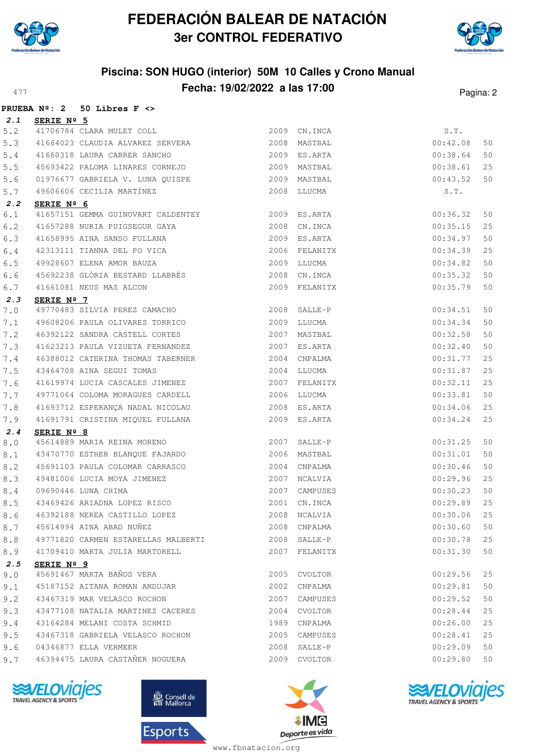# FEDERACIÓN BALEAR DE NATACIÓN
## 3er CONTROL FEDERATIVO

### Piscina: SON HUGO (interior) 50M 10 Calles y Crono Manual
### Fecha: 19/02/2022 a las 17:00

477

**PRUEBA Nº: 2 50 Libres F <>**

**2.1 SERIE Nº 5**

| | | | | | | |
|---|---|---|---|---|---|---|
| 5.2 | 41706784 | CLARA MULET COLL | 2009 | CN.INCA | S.T. | |
| 5.3 | 41664023 | CLAUDIA ALVAREZ SERVERA | 2008 | MASTBAL | 00:42.08 | 50 |
| 5.4 | 41660318 | LAURA CABRER SANCHO | 2009 | ES.ARTA | 00:38.64 | 50 |
| 5.5 | 45693422 | PALOMA LINARES CORNEJO | 2009 | MASTBAL | 00:38.61 | 25 |
| 5.6 | 01976677 | GABRIELA V. LUNA QUISPE | 2009 | MASTBAL | 00:43.52 | 50 |
| 5.7 | 49606606 | CECILIA MARTÍNEZ | 2008 | LLUCMA | S.T. | |

**2.2 SERIE Nº 6**

| | | | | | | |
|---|---|---|---|---|---|---|
| 6.1 | 41657151 | GEMMA GUINOVART CALDENTEY | 2009 | ES.ARTA | 00:36.32 | 50 |
| 6.2 | 41657288 | NURIA PUIGSEGUR GAYA | 2008 | CN.INCA | 00:35.15 | 25 |
| 6.3 | 41658995 | AINA SANSO FULLANA | 2009 | ES.ARTA | 00:34.97 | 50 |
| 6.4 | 42313111 | TIANNA DEL PO VICA | 2006 | FELANITX | 00:34.39 | 25 |
| 6.5 | 49928607 | ELENA AMOR BAUZA | 2009 | LLUCMA | 00:34.82 | 50 |
| 6.6 | 45692238 | GLÒRIA BESTARD LLABRÉS | 2008 | CN.INCA | 00:35.32 | 50 |
| 6.7 | 41661081 | NEUS MAS ALCON | 2009 | FELANITX | 00:35.79 | 50 |

**2.3 SERIE Nº 7**

| | | | | | | |
|---|---|---|---|---|---|---|
| 7.0 | 49770483 | SILVIA PEREZ CAMACHO | 2008 | SALLE-P | 00:34.51 | 50 |
| 7.1 | 49608206 | PAULA OLIVARES TORRICO | 2009 | LLUCMA | 00:34.34 | 50 |
| 7.2 | 46392122 | SANDRA CASTELL CORTES | 2007 | MASTBAL | 00:32.58 | 50 |
| 7.3 | 41623213 | PAULA VIZUETA FERNANDEZ | 2007 | ES.ARTA | 00:32.40 | 50 |
| 7.4 | 46388012 | CATERINA THOMAS TABERNER | 2004 | CNPALMA | 00:31.77 | 25 |
| 7.5 | 43464708 | AINA SEGUI TOMAS | 2004 | LLUCMA | 00:31.87 | 25 |
| 7.6 | 41619974 | LUCIA CASCALES JIMENEZ | 2007 | FELANITX | 00:32.11 | 25 |
| 7.7 | 49771064 | COLOMA MORAGUES CARDELL | 2006 | LLUCMA | 00:33.81 | 50 |
| 7.8 | 41693712 | ESPERANÇA NADAL NICOLAU | 2008 | ES.ARTA | 00:34.06 | 25 |
| 7.9 | 41691791 | CRISTINA MIQUEL FULLANA | 2009 | ES.ARTA | 00:34.24 | 25 |

**2.4 SERIE Nº 8**

| | | | | | | |
|---|---|---|---|---|---|---|
| 8.0 | 45614889 | MARIA REINA MORENO | 2007 | SALLE-P | 00:31.25 | 50 |
| 8.1 | 43470770 | ESTHER BLANQUE FAJARDO | 2006 | MASTBAL | 00:31.01 | 50 |
| 8.2 | 45691103 | PAULA COLOMAR CARRASCO | 2004 | CNPALMA | 00:30.46 | 50 |
| 8.3 | 49481006 | LUCIA MOYA JIMENEZ | 2007 | NCALVIA | 00:29.96 | 25 |
| 8.4 | 09690446 | LUNA CHIMA | 2007 | CAMPUSES | 00:30.23 | 50 |
| 8.5 | 43469426 | ARIADNA LOPEZ RISCO | 2001 | CN.INCA | 00:29.89 | 25 |
| 8.6 | 46392188 | NEREA CASTILLO LOPEZ | 2008 | NCALVIA | 00:30.06 | 25 |
| 8.7 | 45614994 | AINA ABAD NUÑEZ | 2008 | CNPALMA | 00:30.60 | 50 |
| 8.8 | 49771820 | CARMEN ESTARELLAS MALBERTI | 2008 | SALLE-P | 00:30.78 | 25 |
| 8.9 | 41709410 | MARTA JULIA MARTORELL | 2007 | FELANITX | 00:31.30 | 50 |

**2.5 SERIE Nº 9**

| | | | | | | |
|---|---|---|---|---|---|---|
| 9.0 | 45691467 | MARTA BAÑOS VERA | 2005 | CVOLTOR | 00:29.56 | 25 |
| 9.1 | 45187152 | AITANA ROMAN ANDUJAR | 2002 | CNPALMA | 00:29.81 | 50 |
| 9.2 | 43467319 | MAR VELASCO ROCHON | 2007 | CAMPUSES | 00:29.52 | 50 |
| 9.3 | 43477108 | NATALIA MARTINEZ CACERES | 2004 | CVOLTOR | 00:28.44 | 25 |
| 9.4 | 43164284 | MELANI COSTA SCHMID | 1989 | CNPALMA | 00:26.00 | 25 |
| 9.5 | 43467318 | GABRIELA VELASCO ROCHON | 2005 | CAMPUSES | 00:28.41 | 25 |
| 9.6 | 04346877 | ELLA VERMEER | 2008 | SALLE-P | 00:29.09 | 50 |
| 9.7 | 46394475 | LAURA CASTAÑER NOGUERA | 2009 | CVOLTOR | 00:29.80 | 50 |

www.fbnatacion.org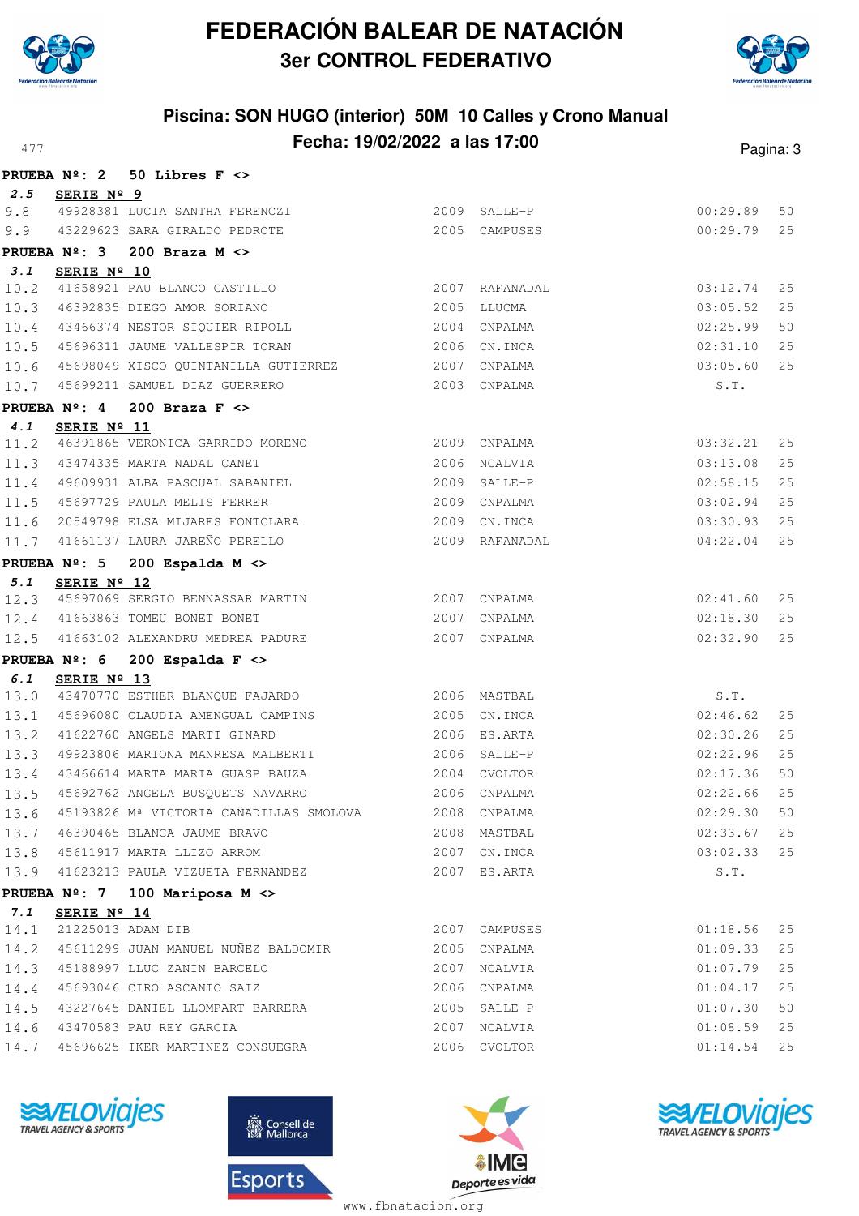# FEDERACIÓN BALEAR DE NATACIÓN
## 3er CONTROL FEDERATIVO

### Piscina: SON HUGO (interior) 50M 10 Calles y Crono Manual
### Fecha: 19/02/2022 a las 17:00

477

**PRUEBA Nº: 2 50 Libres F <>**

**2.5 SERIE Nº 9**

| | | | | | | |
|---|---|---|---|---|---|---|
| 9.8 | 49928381 | LUCIA SANTHA FERENCZI | 2009 | SALLE-P | 00:29.89 | 50 |
| 9.9 | 43229623 | SARA GIRALDO PEDROTE | 2005 | CAMPUSES | 00:29.79 | 25 |

**PRUEBA Nº: 3 200 Braza M <>**

**3.1 SERIE Nº 10**

| | | | | | | |
|---|---|---|---|---|---|---|
| 10.2 | 41658921 | PAU BLANCO CASTILLO | 2007 | RAFANADAL | 03:12.74 | 25 |
| 10.3 | 46392835 | DIEGO AMOR SORIANO | 2005 | LLUCMA | 03:05.52 | 25 |
| 10.4 | 43466374 | NESTOR SIQUIER RIPOLL | 2004 | CNPALMA | 02:25.99 | 50 |
| 10.5 | 45696311 | JAUME VALLESPIR TORAN | 2006 | CN.INCA | 02:31.10 | 25 |
| 10.6 | 45698049 | XISCO QUINTANILLA GUTIERREZ | 2007 | CNPALMA | 03:05.60 | 25 |
| 10.7 | 45699211 | SAMUEL DIAZ GUERRERO | 2003 | CNPALMA | S.T. | |

**PRUEBA Nº: 4 200 Braza F <>**

**4.1 SERIE Nº 11**

| | | | | | | |
|---|---|---|---|---|---|---|
| 11.2 | 46391865 | VERONICA GARRIDO MORENO | 2009 | CNPALMA | 03:32.21 | 25 |
| 11.3 | 43474335 | MARTA NADAL CANET | 2006 | NCALVIA | 03:13.08 | 25 |
| 11.4 | 49609931 | ALBA PASCUAL SABANIEL | 2009 | SALLE-P | 02:58.15 | 25 |
| 11.5 | 45697729 | PAULA MELIS FERRER | 2009 | CNPALMA | 03:02.94 | 25 |
| 11.6 | 20549798 | ELSA MIJARES FONTCLARA | 2009 | CN.INCA | 03:30.93 | 25 |
| 11.7 | 41661137 | LAURA JAREÑO PERELLO | 2009 | RAFANADAL | 04:22.04 | 25 |

**PRUEBA Nº: 5 200 Espalda M <>**

**5.1 SERIE Nº 12**

| | | | | | | |
|---|---|---|---|---|---|---|
| 12.3 | 45697069 | SERGIO BENNASSAR MARTIN | 2007 | CNPALMA | 02:41.60 | 25 |
| 12.4 | 41663863 | TOMEU BONET BONET | 2007 | CNPALMA | 02:18.30 | 25 |
| 12.5 | 41663102 | ALEXANDRU MEDREA PADURE | 2007 | CNPALMA | 02:32.90 | 25 |

**PRUEBA Nº: 6 200 Espalda F <>**

**6.1 SERIE Nº 13**

| | | | | | | |
|---|---|---|---|---|---|---|
| 13.0 | 43470770 | ESTHER BLANQUE FAJARDO | 2006 | MASTBAL | S.T. | |
| 13.1 | 45696080 | CLAUDIA AMENGUAL CAMPINS | 2005 | CN.INCA | 02:46.62 | 25 |
| 13.2 | 41622760 | ANGELS MARTI GINARD | 2006 | ES.ARTA | 02:30.26 | 25 |
| 13.3 | 49923806 | MARIONA MANRESA MALBERTI | 2006 | SALLE-P | 02:22.96 | 25 |
| 13.4 | 43466614 | MARTA MARIA GUASP BAUZA | 2004 | CVOLTOR | 02:17.36 | 50 |
| 13.5 | 45692762 | ANGELA BUSQUETS NAVARRO | 2006 | CNPALMA | 02:22.66 | 25 |
| 13.6 | 45193826 | Mª VICTORIA CAÑADILLAS SMOLOVA | 2008 | CNPALMA | 02:29.30 | 50 |
| 13.7 | 46390465 | BLANCA JAUME BRAVO | 2008 | MASTBAL | 02:33.67 | 25 |
| 13.8 | 45611917 | MARTA LLIZO ARROM | 2007 | CN.INCA | 03:02.33 | 25 |
| 13.9 | 41623213 | PAULA VIZUETA FERNANDEZ | 2007 | ES.ARTA | S.T. | |

**PRUEBA Nº: 7 100 Mariposa M <>**

**7.1 SERIE Nº 14**

| | | | | | | |
|---|---|---|---|---|---|---|
| 14.1 | 21225013 | ADAM DIB | 2007 | CAMPUSES | 01:18.56 | 25 |
| 14.2 | 45611299 | JUAN MANUEL NUÑEZ BALDOMIR | 2005 | CNPALMA | 01:09.33 | 25 |
| 14.3 | 45188997 | LLUC ZANIN BARCELO | 2007 | NCALVIA | 01:07.79 | 25 |
| 14.4 | 45693046 | CIRO ASCANIO SAIZ | 2006 | CNPALMA | 01:04.17 | 25 |
| 14.5 | 43227645 | DANIEL LLOMPART BARRERA | 2005 | SALLE-P | 01:07.30 | 50 |
| 14.6 | 43470583 | PAU REY GARCIA | 2007 | NCALVIA | 01:08.59 | 25 |
| 14.7 | 45696625 | IKER MARTINEZ CONSUEGRA | 2006 | CVOLTOR | 01:14.54 | 25 |

www.fbnatacion.org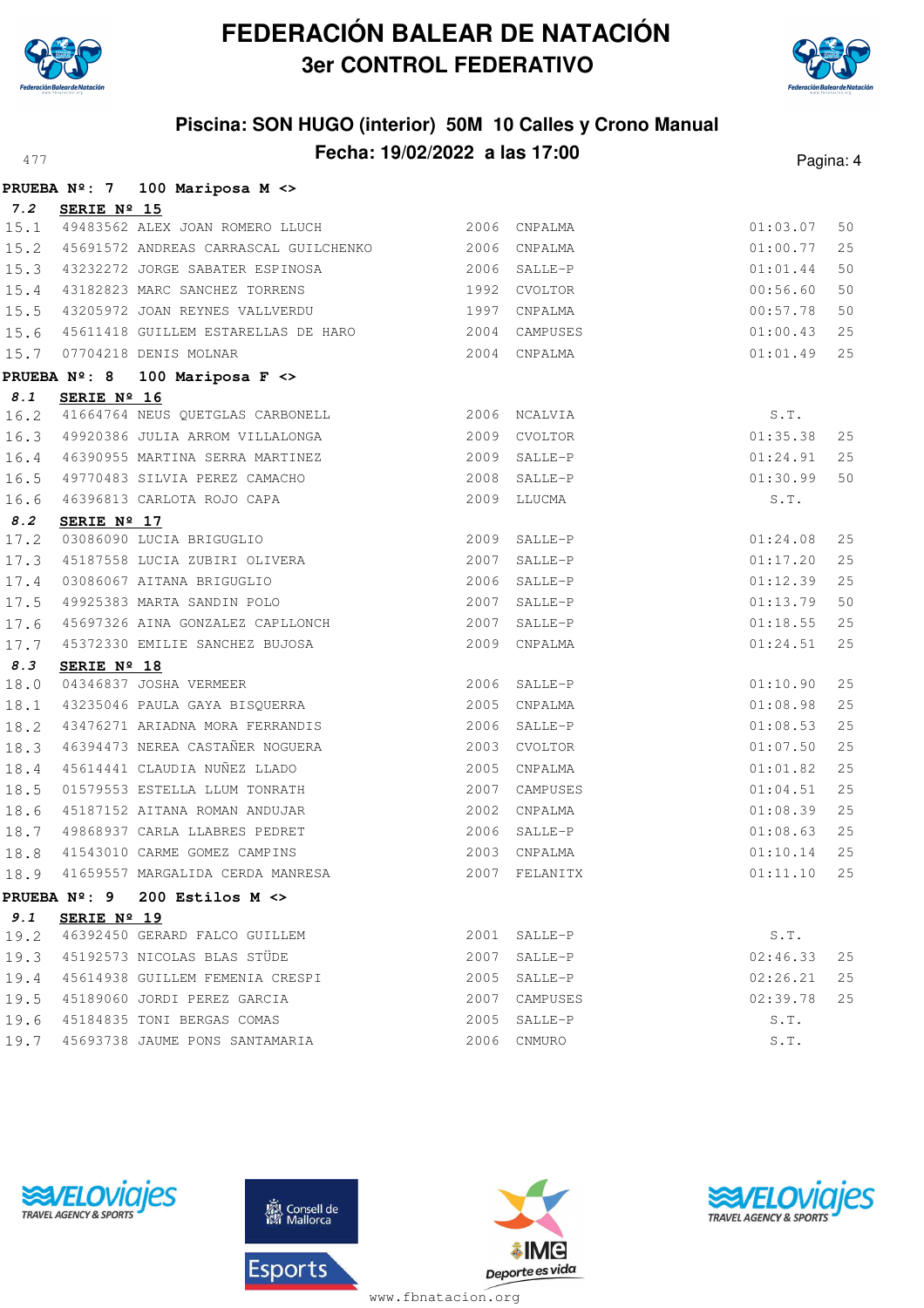# FEDERACIÓN BALEAR DE NATACIÓN
## 3er CONTROL FEDERATIVO

### Piscina: SON HUGO (interior) 50M 10 Calles y Crono Manual
### Fecha: 19/02/2022 a las 17:00

**PRUEBA Nº: 7 100 Mariposa M <>**

**7.2 SERIE Nº 15**

| | | | | | | |
|---|---|---|---|---|---|---|
| 15.1 | 49483562 | ALEX JOAN ROMERO LLUCH | 2006 | CNPALMA | 01:03.07 | 50 |
| 15.2 | 45691572 | ANDREAS CARRASCAL GUILCHENKO | 2006 | CNPALMA | 01:00.77 | 25 |
| 15.3 | 43232272 | JORGE SABATER ESPINOSA | 2006 | SALLE-P | 01:01.44 | 50 |
| 15.4 | 43182823 | MARC SANCHEZ TORRENS | 1992 | CVOLTOR | 00:56.60 | 50 |
| 15.5 | 43205972 | JOAN REYNES VALLVERDU | 1997 | CNPALMA | 00:57.78 | 50 |
| 15.6 | 45611418 | GUILLEM ESTARELLAS DE HARO | 2004 | CAMPUSES | 01:00.43 | 25 |
| 15.7 | 07704218 | DENIS MOLNAR | 2004 | CNPALMA | 01:01.49 | 25 |

**PRUEBA Nº: 8 100 Mariposa F <>**

**8.1 SERIE Nº 16**

| | | | | | | |
|---|---|---|---|---|---|---|
| 16.2 | 41664764 | NEUS QUETGLAS CARBONELL | 2006 | NCALVIA | S.T. | |
| 16.3 | 49920386 | JULIA ARROM VILLALONGA | 2009 | CVOLTOR | 01:35.38 | 25 |
| 16.4 | 46390955 | MARTINA SERRA MARTINEZ | 2009 | SALLE-P | 01:24.91 | 25 |
| 16.5 | 49770483 | SILVIA PEREZ CAMACHO | 2008 | SALLE-P | 01:30.99 | 50 |
| 16.6 | 46396813 | CARLOTA ROJO CAPA | 2009 | LLUCMA | S.T. | |

**8.2 SERIE Nº 17**

| | | | | | | |
|---|---|---|---|---|---|---|
| 17.2 | 03086090 | LUCIA BRIGUGLIO | 2009 | SALLE-P | 01:24.08 | 25 |
| 17.3 | 45187558 | LUCIA ZUBIRI OLIVERA | 2007 | SALLE-P | 01:17.20 | 25 |
| 17.4 | 03086067 | AITANA BRIGUGLIO | 2006 | SALLE-P | 01:12.39 | 25 |
| 17.5 | 49925383 | MARTA SANDIN POLO | 2007 | SALLE-P | 01:13.79 | 50 |
| 17.6 | 45697326 | AINA GONZALEZ CAPLLONCH | 2007 | SALLE-P | 01:18.55 | 25 |
| 17.7 | 45372330 | EMILIE SANCHEZ BUJOSA | 2009 | CNPALMA | 01:24.51 | 25 |

**8.3 SERIE Nº 18**

| | | | | | | |
|---|---|---|---|---|---|---|
| 18.0 | 04346837 | JOSHA VERMEER | 2006 | SALLE-P | 01:10.90 | 25 |
| 18.1 | 43235046 | PAULA GAYA BISQUERRA | 2005 | CNPALMA | 01:08.98 | 25 |
| 18.2 | 43476271 | ARIADNA MORA FERRANDIS | 2006 | SALLE-P | 01:08.53 | 25 |
| 18.3 | 46394473 | NEREA CASTAÑER NOGUERA | 2003 | CVOLTOR | 01:07.50 | 25 |
| 18.4 | 45614441 | CLAUDIA NUÑEZ LLADO | 2005 | CNPALMA | 01:01.82 | 25 |
| 18.5 | 01579553 | ESTELLA LLUM TONRATH | 2007 | CAMPUSES | 01:04.51 | 25 |
| 18.6 | 45187152 | AITANA ROMAN ANDUJAR | 2002 | CNPALMA | 01:08.39 | 25 |
| 18.7 | 49868937 | CARLA LLABRES PEDRET | 2006 | SALLE-P | 01:08.63 | 25 |
| 18.8 | 41543010 | CARME GOMEZ CAMPINS | 2003 | CNPALMA | 01:10.14 | 25 |
| 18.9 | 41659557 | MARGALIDA CERDA MANRESA | 2007 | FELANITX | 01:11.10 | 25 |

**PRUEBA Nº: 9 200 Estilos M <>**

**9.1 SERIE Nº 19**

| | | | | | | |
|---|---|---|---|---|---|---|
| 19.2 | 46392450 | GERARD FALCO GUILLEM | 2001 | SALLE-P | S.T. | |
| 19.3 | 45192573 | NICOLAS BLAS STÜDE | 2007 | SALLE-P | 02:46.33 | 25 |
| 19.4 | 45614938 | GUILLEM FEMENIA CRESPI | 2005 | SALLE-P | 02:26.21 | 25 |
| 19.5 | 45189060 | JORDI PEREZ GARCIA | 2007 | CAMPUSES | 02:39.78 | 25 |
| 19.6 | 45184835 | TONI BERGAS COMAS | 2005 | SALLE-P | S.T. | |
| 19.7 | 45693738 | JAUME PONS SANTAMARIA | 2006 | CNMURO | S.T. | |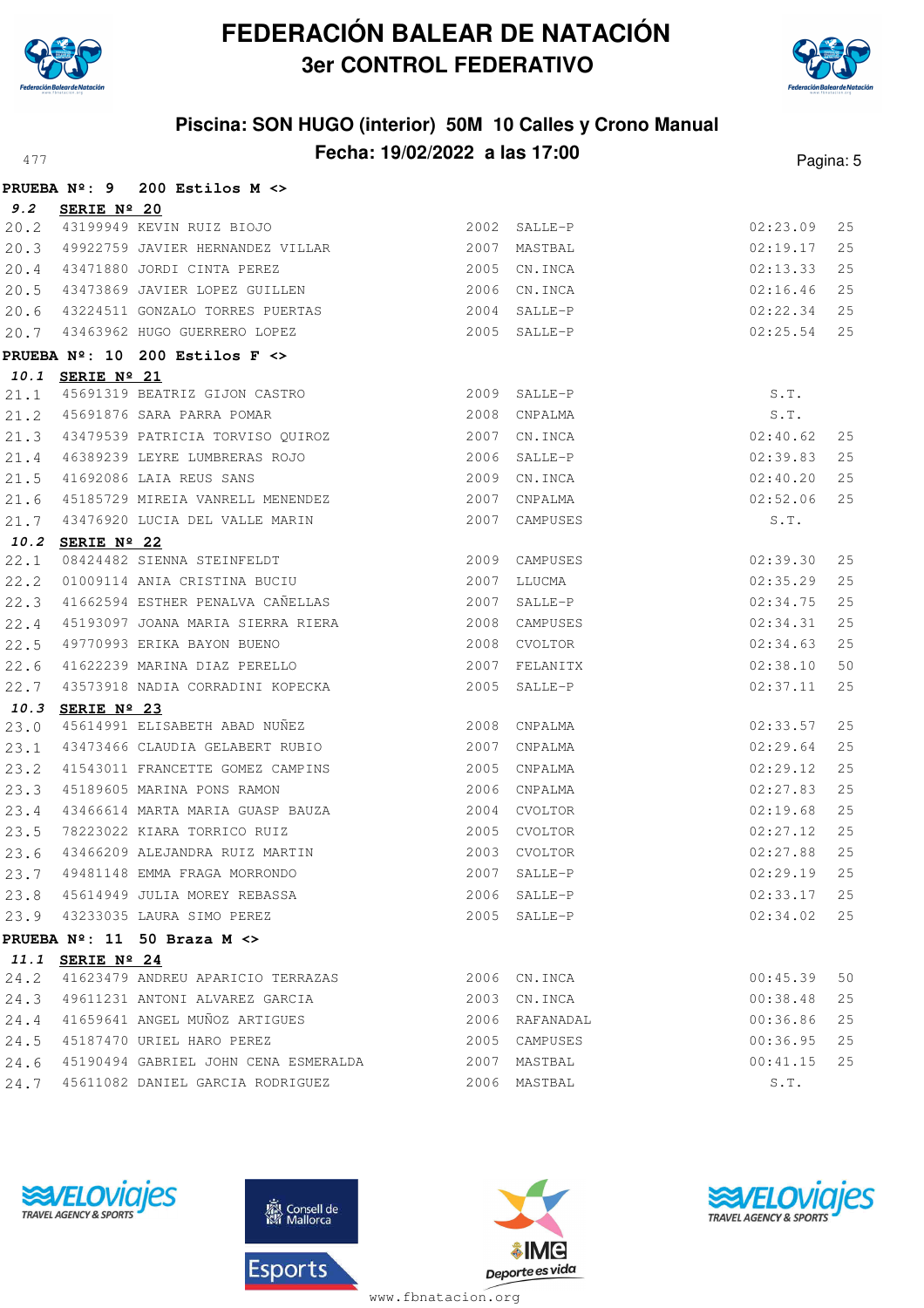# FEDERACIÓN BALEAR DE NATACIÓN

## 3er CONTROL FEDERATIVO

### Piscina: SON HUGO (interior) 50M 10 Calles y Crono Manual

### Fecha: 19/02/2022 a las 17:00

477

**PRUEBA Nº: 9 200 Estilos M <>**

**9.2 SERIE Nº 20**

| | | | | | | |
|---|---|---|---|---|---|---|
| 20.2 | 43199949 | KEVIN RUIZ BIOJO | 2002 | SALLE-P | 02:23.09 | 25 |
| 20.3 | 49922759 | JAVIER HERNANDEZ VILLAR | 2007 | MASTBAL | 02:19.17 | 25 |
| 20.4 | 43471880 | JORDI CINTA PEREZ | 2005 | CN.INCA | 02:13.33 | 25 |
| 20.5 | 43473869 | JAVIER LOPEZ GUILLEN | 2006 | CN.INCA | 02:16.46 | 25 |
| 20.6 | 43224511 | GONZALO TORRES PUERTAS | 2004 | SALLE-P | 02:22.34 | 25 |
| 20.7 | 43463962 | HUGO GUERRERO LOPEZ | 2005 | SALLE-P | 02:25.54 | 25 |

**PRUEBA Nº: 10 200 Estilos F <>**

**10.1 SERIE Nº 21**

| | | | | | | |
|---|---|---|---|---|---|---|
| 21.1 | 45691319 | BEATRIZ GIJON CASTRO | 2009 | SALLE-P | S.T. | |
| 21.2 | 45691876 | SARA PARRA POMAR | 2008 | CNPALMA | S.T. | |
| 21.3 | 43479539 | PATRICIA TORVISO QUIROZ | 2007 | CN.INCA | 02:40.62 | 25 |
| 21.4 | 46389239 | LEYRE LUMBRERAS ROJO | 2006 | SALLE-P | 02:39.83 | 25 |
| 21.5 | 41692086 | LAIA REUS SANS | 2009 | CN.INCA | 02:40.20 | 25 |
| 21.6 | 45185729 | MIREIA VANRELL MENENDEZ | 2007 | CNPALMA | 02:52.06 | 25 |
| 21.7 | 43476920 | LUCIA DEL VALLE MARIN | 2007 | CAMPUSES | S.T. | |

**10.2 SERIE Nº 22**

| | | | | | | |
|---|---|---|---|---|---|---|
| 22.1 | 08424482 | SIENNA STEINFELDT | 2009 | CAMPUSES | 02:39.30 | 25 |
| 22.2 | 01009114 | ANIA CRISTINA BUCIU | 2007 | LLUCMA | 02:35.29 | 25 |
| 22.3 | 41662594 | ESTHER PENALVA CAÑELLAS | 2007 | SALLE-P | 02:34.75 | 25 |
| 22.4 | 45193097 | JOANA MARIA SIERRA RIERA | 2008 | CAMPUSES | 02:34.31 | 25 |
| 22.5 | 49770993 | ERIKA BAYON BUENO | 2008 | CVOLTOR | 02:34.63 | 25 |
| 22.6 | 41622239 | MARINA DIAZ PERELLO | 2007 | FELANITX | 02:38.10 | 50 |
| 22.7 | 43573918 | NADIA CORRADINI KOPECKA | 2005 | SALLE-P | 02:37.11 | 25 |

**10.3 SERIE Nº 23**

| | | | | | | |
|---|---|---|---|---|---|---|
| 23.0 | 45614991 | ELISABETH ABAD NUÑEZ | 2008 | CNPALMA | 02:33.57 | 25 |
| 23.1 | 43473466 | CLAUDIA GELABERT RUBIO | 2007 | CNPALMA | 02:29.64 | 25 |
| 23.2 | 41543011 | FRANCETTE GOMEZ CAMPINS | 2005 | CNPALMA | 02:29.12 | 25 |
| 23.3 | 45189605 | MARINA PONS RAMON | 2006 | CNPALMA | 02:27.83 | 25 |
| 23.4 | 43466614 | MARTA MARIA GUASP BAUZA | 2004 | CVOLTOR | 02:19.68 | 25 |
| 23.5 | 78223022 | KIARA TORRICO RUIZ | 2005 | CVOLTOR | 02:27.12 | 25 |
| 23.6 | 43466209 | ALEJANDRA RUIZ MARTIN | 2003 | CVOLTOR | 02:27.88 | 25 |
| 23.7 | 49481148 | EMMA FRAGA MORRONDO | 2007 | SALLE-P | 02:29.19 | 25 |
| 23.8 | 45614949 | JULIA MOREY REBASSA | 2006 | SALLE-P | 02:33.17 | 25 |
| 23.9 | 43233035 | LAURA SIMO PEREZ | 2005 | SALLE-P | 02:34.02 | 25 |

**PRUEBA Nº: 11 50 Braza M <>**

**11.1 SERIE Nº 24**

| | | | | | | |
|---|---|---|---|---|---|---|
| 24.2 | 41623479 | ANDREU APARICIO TERRAZAS | 2006 | CN.INCA | 00:45.39 | 50 |
| 24.3 | 49611231 | ANTONI ALVAREZ GARCIA | 2003 | CN.INCA | 00:38.48 | 25 |
| 24.4 | 41659641 | ANGEL MUÑOZ ARTIGUES | 2006 | RAFANADAL | 00:36.86 | 25 |
| 24.5 | 45187470 | URIEL HARO PEREZ | 2005 | CAMPUSES | 00:36.95 | 25 |
| 24.6 | 45190494 | GABRIEL JOHN CENA ESMERALDA | 2007 | MASTBAL | 00:41.15 | 25 |
| 24.7 | 45611082 | DANIEL GARCIA RODRIGUEZ | 2006 | MASTBAL | S.T. | |

www.fbnatacion.org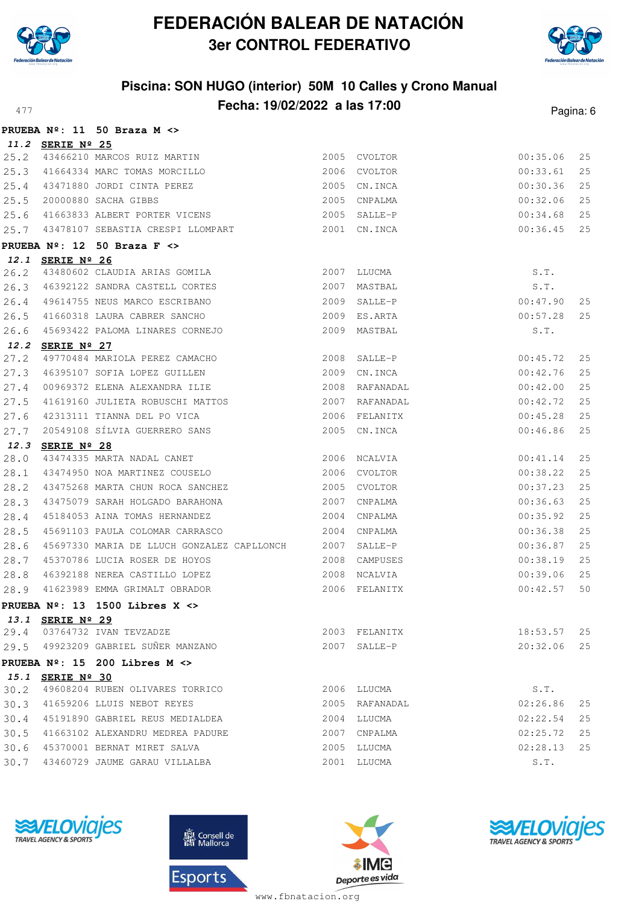# FEDERACIÓN BALEAR DE NATACIÓN
## 3er CONTROL FEDERATIVO

### Piscina: SON HUGO (interior) 50M 10 Calles y Crono Manual
### Fecha: 19/02/2022 a las 17:00

**PRUEBA Nº: 11 50 Braza M <>**

***11.2*** **SERIE Nº 25**

| | | | | | | |
|---|---|---|---|---|---|---|
| 25.2 | 43466210 | MARCOS RUIZ MARTIN | 2005 | CVOLTOR | 00:35.06 | 25 |
| 25.3 | 41664334 | MARC TOMAS MORCILLO | 2006 | CVOLTOR | 00:33.61 | 25 |
| 25.4 | 43471880 | JORDI CINTA PEREZ | 2005 | CN.INCA | 00:30.36 | 25 |
| 25.5 | 20000880 | SACHA GIBBS | 2005 | CNPALMA | 00:32.06 | 25 |
| 25.6 | 41663833 | ALBERT PORTER VICENS | 2005 | SALLE-P | 00:34.68 | 25 |
| 25.7 | 43478107 | SEBASTIA CRESPI LLOMPART | 2001 | CN.INCA | 00:36.45 | 25 |

**PRUEBA Nº: 12 50 Braza F <>**

***12.1*** **SERIE Nº 26**

| | | | | | | |
|---|---|---|---|---|---|---|
| 26.2 | 43480602 | CLAUDIA ARIAS GOMILA | 2007 | LLUCMA | S.T. | |
| 26.3 | 46392122 | SANDRA CASTELL CORTES | 2007 | MASTBAL | S.T. | |
| 26.4 | 49614755 | NEUS MARCO ESCRIBANO | 2009 | SALLE-P | 00:47.90 | 25 |
| 26.5 | 41660318 | LAURA CABRER SANCHO | 2009 | ES.ARTA | 00:57.28 | 25 |
| 26.6 | 45693422 | PALOMA LINARES CORNEJO | 2009 | MASTBAL | S.T. | |

***12.2*** **SERIE Nº 27**

| | | | | | | |
|---|---|---|---|---|---|---|
| 27.2 | 49770484 | MARIOLA PEREZ CAMACHO | 2008 | SALLE-P | 00:45.72 | 25 |
| 27.3 | 46395107 | SOFIA LOPEZ GUILLEN | 2009 | CN.INCA | 00:42.76 | 25 |
| 27.4 | 00969372 | ELENA ALEXANDRA ILIE | 2008 | RAFANADAL | 00:42.00 | 25 |
| 27.5 | 41619160 | JULIETA ROBUSCHI MATTOS | 2007 | RAFANADAL | 00:42.72 | 25 |
| 27.6 | 42313111 | TIANNA DEL PO VICA | 2006 | FELANITX | 00:45.28 | 25 |
| 27.7 | 20549108 | SÍLVIA GUERRERO SANS | 2005 | CN.INCA | 00:46.86 | 25 |

***12.3*** **SERIE Nº 28**

| | | | | | | |
|---|---|---|---|---|---|---|
| 28.0 | 43474335 | MARTA NADAL CANET | 2006 | NCALVIA | 00:41.14 | 25 |
| 28.1 | 43474950 | NOA MARTINEZ COUSELO | 2006 | CVOLTOR | 00:38.22 | 25 |
| 28.2 | 43475268 | MARTA CHUN ROCA SANCHEZ | 2005 | CVOLTOR | 00:37.23 | 25 |
| 28.3 | 43475079 | SARAH HOLGADO BARAHONA | 2007 | CNPALMA | 00:36.63 | 25 |
| 28.4 | 45184053 | AINA TOMAS HERNANDEZ | 2004 | CNPALMA | 00:35.92 | 25 |
| 28.5 | 45691103 | PAULA COLOMAR CARRASCO | 2004 | CNPALMA | 00:36.38 | 25 |
| 28.6 | 45697330 | MARIA DE LLUCH GONZALEZ CAPLLONCH | 2007 | SALLE-P | 00:36.87 | 25 |
| 28.7 | 45370786 | LUCIA ROSER DE HOYOS | 2008 | CAMPUSES | 00:38.19 | 25 |
| 28.8 | 46392188 | NEREA CASTILLO LOPEZ | 2008 | NCALVIA | 00:39.06 | 25 |
| 28.9 | 41623989 | EMMA GRIMALT OBRADOR | 2006 | FELANITX | 00:42.57 | 50 |

**PRUEBA Nº: 13 1500 Libres X <>**

***13.1*** **SERIE Nº 29**

| | | | | | | |
|---|---|---|---|---|---|---|
| 29.4 | 03764732 | IVAN TEVZADZE | 2003 | FELANITX | 18:53.57 | 25 |
| 29.5 | 49923209 | GABRIEL SUÑER MANZANO | 2007 | SALLE-P | 20:32.06 | 25 |

**PRUEBA Nº: 15 200 Libres M <>**

***15.1*** **SERIE Nº 30**

| | | | | | | |
|---|---|---|---|---|---|---|
| 30.2 | 49608204 | RUBEN OLIVARES TORRICO | 2006 | LLUCMA | S.T. | |
| 30.3 | 41659206 | LLUIS NEBOT REYES | 2005 | RAFANADAL | 02:26.86 | 25 |
| 30.4 | 45191890 | GABRIEL REUS MEDIALDEA | 2004 | LLUCMA | 02:22.54 | 25 |
| 30.5 | 41663102 | ALEXANDRU MEDREA PADURE | 2007 | CNPALMA | 02:25.72 | 25 |
| 30.6 | 45370001 | BERNAT MIRET SALVA | 2005 | LLUCMA | 02:28.13 | 25 |
| 30.7 | 43460729 | JAUME GARAU VILLALBA | 2001 | LLUCMA | S.T. | |

www.fbnatacion.org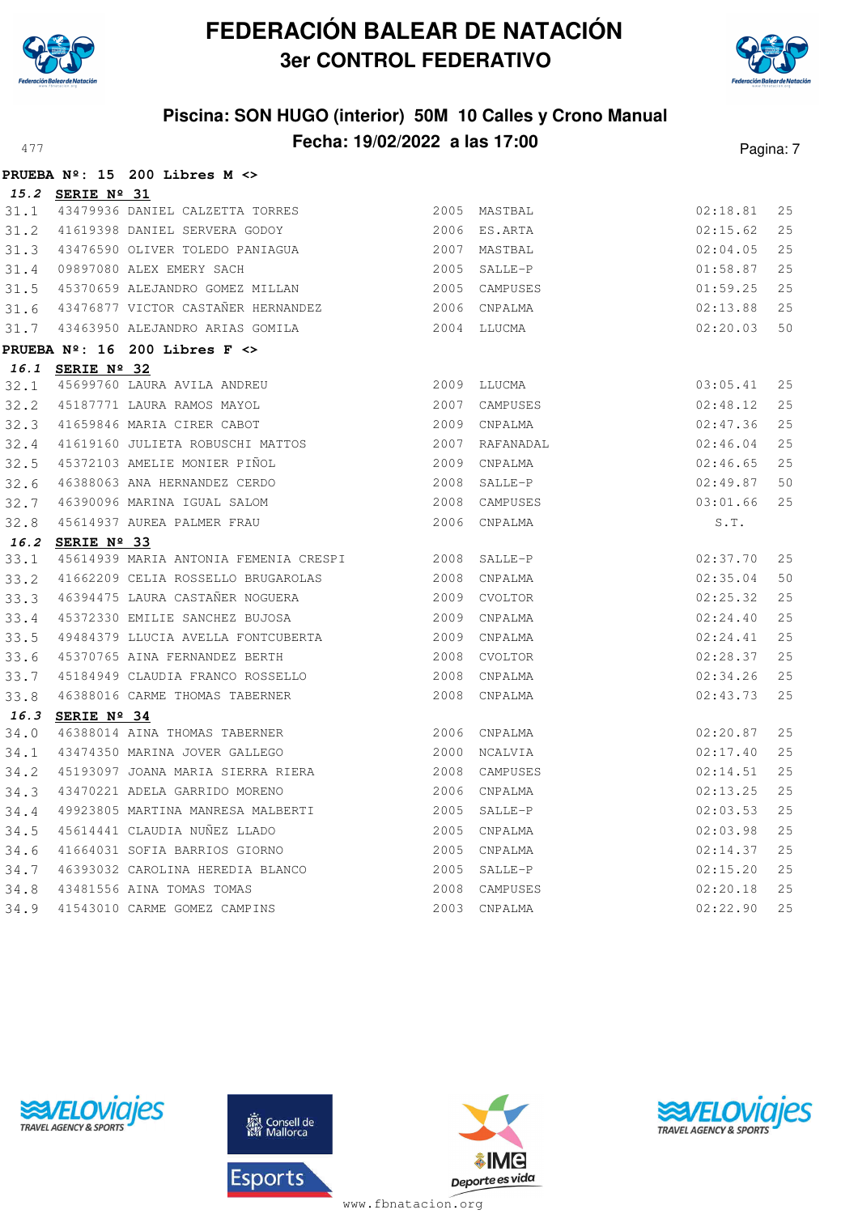# FEDERACIÓN BALEAR DE NATACIÓN
## 3er CONTROL FEDERATIVO

### Piscina: SON HUGO (interior) 50M 10 Calles y Crono Manual
### Fecha: 19/02/2022 a las 17:00

477

**PRUEBA Nº: 15 200 Libres M <>**

***15.2* SERIE Nº 31**

| | | | | | | |
|---|---|---|---|---|---|---|
| 31.1 | 43479936 | DANIEL CALZETTA TORRES | 2005 | MASTBAL | 02:18.81 | 25 |
| 31.2 | 41619398 | DANIEL SERVERA GODOY | 2006 | ES.ARTA | 02:15.62 | 25 |
| 31.3 | 43476590 | OLIVER TOLEDO PANIAGUA | 2007 | MASTBAL | 02:04.05 | 25 |
| 31.4 | 09897080 | ALEX EMERY SACH | 2005 | SALLE-P | 01:58.87 | 25 |
| 31.5 | 45370659 | ALEJANDRO GOMEZ MILLAN | 2005 | CAMPUSES | 01:59.25 | 25 |
| 31.6 | 43476877 | VICTOR CASTAÑER HERNANDEZ | 2006 | CNPALMA | 02:13.88 | 25 |
| 31.7 | 43463950 | ALEJANDRO ARIAS GOMILA | 2004 | LLUCMA | 02:20.03 | 50 |

**PRUEBA Nº: 16 200 Libres F <>**

***16.1* SERIE Nº 32**

| | | | | | | |
|---|---|---|---|---|---|---|
| 32.1 | 45699760 | LAURA AVILA ANDREU | 2009 | LLUCMA | 03:05.41 | 25 |
| 32.2 | 45187771 | LAURA RAMOS MAYOL | 2007 | CAMPUSES | 02:48.12 | 25 |
| 32.3 | 41659846 | MARIA CIRER CABOT | 2009 | CNPALMA | 02:47.36 | 25 |
| 32.4 | 41619160 | JULIETA ROBUSCHI MATTOS | 2007 | RAFANADAL | 02:46.04 | 25 |
| 32.5 | 45372103 | AMELIE MONIER PIÑOL | 2009 | CNPALMA | 02:46.65 | 25 |
| 32.6 | 46388063 | ANA HERNANDEZ CERDO | 2008 | SALLE-P | 02:49.87 | 50 |
| 32.7 | 46390096 | MARINA IGUAL SALOM | 2008 | CAMPUSES | 03:01.66 | 25 |
| 32.8 | 45614937 | AUREA PALMER FRAU | 2006 | CNPALMA | S.T. | |

***16.2* SERIE Nº 33**

| | | | | | | |
|---|---|---|---|---|---|---|
| 33.1 | 45614939 | MARIA ANTONIA FEMENIA CRESPI | 2008 | SALLE-P | 02:37.70 | 25 |
| 33.2 | 41662209 | CELIA ROSSELLO BRUGAROLAS | 2008 | CNPALMA | 02:35.04 | 50 |
| 33.3 | 46394475 | LAURA CASTAÑER NOGUERA | 2009 | CVOLTOR | 02:25.32 | 25 |
| 33.4 | 45372330 | EMILIE SANCHEZ BUJOSA | 2009 | CNPALMA | 02:24.40 | 25 |
| 33.5 | 49484379 | LLUCIA AVELLA FONTCUBERTA | 2009 | CNPALMA | 02:24.41 | 25 |
| 33.6 | 45370765 | AINA FERNANDEZ BERTH | 2008 | CVOLTOR | 02:28.37 | 25 |
| 33.7 | 45184949 | CLAUDIA FRANCO ROSSELLO | 2008 | CNPALMA | 02:34.26 | 25 |
| 33.8 | 46388016 | CARME THOMAS TABERNER | 2008 | CNPALMA | 02:43.73 | 25 |

***16.3* SERIE Nº 34**

| | | | | | | |
|---|---|---|---|---|---|---|
| 34.0 | 46388014 | AINA THOMAS TABERNER | 2006 | CNPALMA | 02:20.87 | 25 |
| 34.1 | 43474350 | MARINA JOVER GALLEGO | 2000 | NCALVIA | 02:17.40 | 25 |
| 34.2 | 45193097 | JOANA MARIA SIERRA RIERA | 2008 | CAMPUSES | 02:14.51 | 25 |
| 34.3 | 43470221 | ADELA GARRIDO MORENO | 2006 | CNPALMA | 02:13.25 | 25 |
| 34.4 | 49923805 | MARTINA MANRESA MALBERTI | 2005 | SALLE-P | 02:03.53 | 25 |
| 34.5 | 45614441 | CLAUDIA NUÑEZ LLADO | 2005 | CNPALMA | 02:03.98 | 25 |
| 34.6 | 41664031 | SOFIA BARRIOS GIORNO | 2005 | CNPALMA | 02:14.37 | 25 |
| 34.7 | 46393032 | CAROLINA HEREDIA BLANCO | 2005 | SALLE-P | 02:15.20 | 25 |
| 34.8 | 43481556 | AINA TOMAS TOMAS | 2008 | CAMPUSES | 02:20.18 | 25 |
| 34.9 | 41543010 | CARME GOMEZ CAMPINS | 2003 | CNPALMA | 02:22.90 | 25 |

www.fbnatacion.org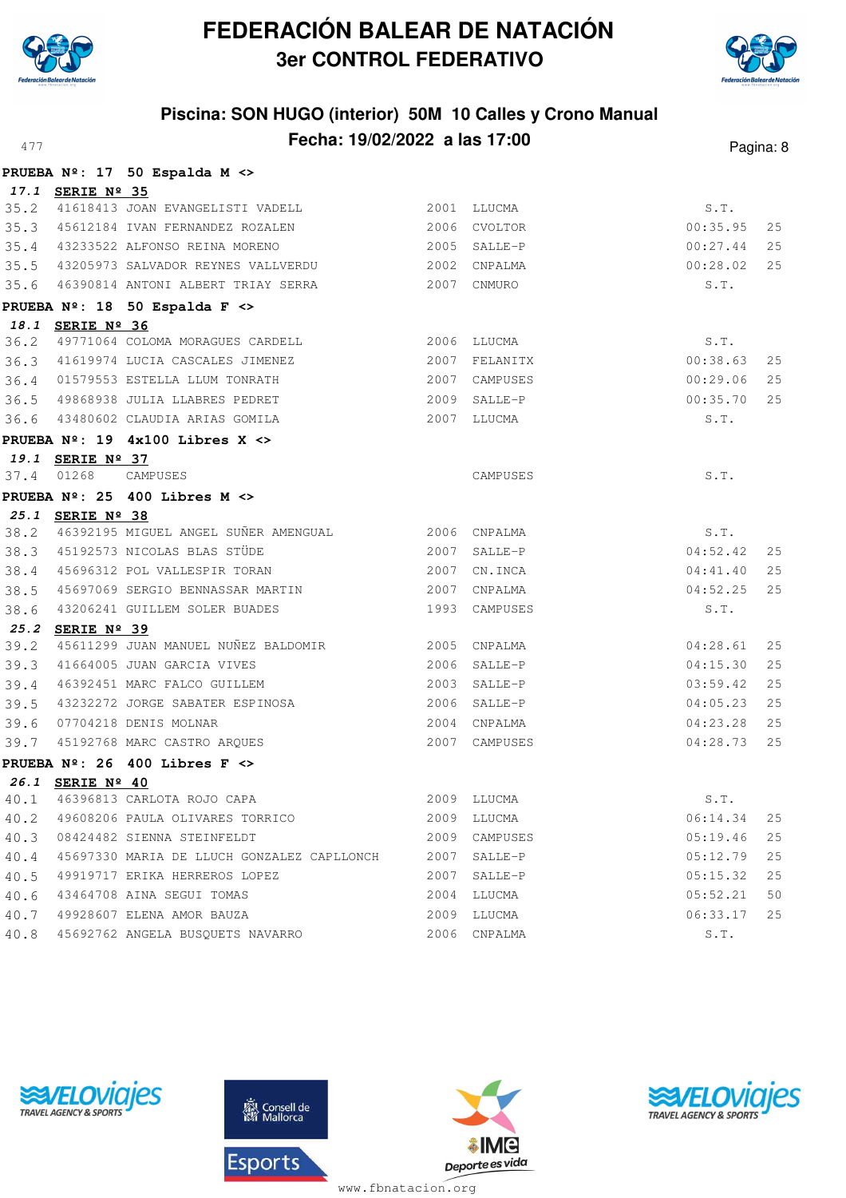# FEDERACIÓN BALEAR DE NATACIÓN
## 3er CONTROL FEDERATIVO

### Piscina: SON HUGO (interior) 50M 10 Calles y Crono Manual
### Fecha: 19/02/2022 a las 17:00

477

**PRUEBA Nº: 17 50 Espalda M <>**

***17.1*** **SERIE Nº 35**

| | | | | | | |
|---|---|---|---|---|---|---|
| 35.2 | 41618413 | JOAN EVANGELISTI VADELL | 2001 | LLUCMA | S.T. | |
| 35.3 | 45612184 | IVAN FERNANDEZ ROZALEN | 2006 | CVOLTOR | 00:35.95 | 25 |
| 35.4 | 43233522 | ALFONSO REINA MORENO | 2005 | SALLE-P | 00:27.44 | 25 |
| 35.5 | 43205973 | SALVADOR REYNES VALLVERDU | 2002 | CNPALMA | 00:28.02 | 25 |
| 35.6 | 46390814 | ANTONI ALBERT TRIAY SERRA | 2007 | CNMURO | S.T. | |

**PRUEBA Nº: 18 50 Espalda F <>**

***18.1*** **SERIE Nº 36**

| | | | | | | |
|---|---|---|---|---|---|---|
| 36.2 | 49771064 | COLOMA MORAGUES CARDELL | 2006 | LLUCMA | S.T. | |
| 36.3 | 41619974 | LUCIA CASCALES JIMENEZ | 2007 | FELANITX | 00:38.63 | 25 |
| 36.4 | 01579553 | ESTELLA LLUM TONRATH | 2007 | CAMPUSES | 00:29.06 | 25 |
| 36.5 | 49868938 | JULIA LLABRES PEDRET | 2009 | SALLE-P | 00:35.70 | 25 |
| 36.6 | 43480602 | CLAUDIA ARIAS GOMILA | 2007 | LLUCMA | S.T. | |

**PRUEBA Nº: 19 4x100 Libres X <>**

***19.1*** **SERIE Nº 37**

| | | | | | | |
|---|---|---|---|---|---|---|
| 37.4 | 01268 | CAMPUSES | | CAMPUSES | S.T. | |

**PRUEBA Nº: 25 400 Libres M <>**

***25.1*** **SERIE Nº 38**

| | | | | | | |
|---|---|---|---|---|---|---|
| 38.2 | 46392195 | MIGUEL ANGEL SUÑER AMENGUAL | 2006 | CNPALMA | S.T. | |
| 38.3 | 45192573 | NICOLAS BLAS STÜDE | 2007 | SALLE-P | 04:52.42 | 25 |
| 38.4 | 45696312 | POL VALLESPIR TORAN | 2007 | CN.INCA | 04:41.40 | 25 |
| 38.5 | 45697069 | SERGIO BENNASSAR MARTIN | 2007 | CNPALMA | 04:52.25 | 25 |
| 38.6 | 43206241 | GUILLEM SOLER BUADES | 1993 | CAMPUSES | S.T. | |

***25.2*** **SERIE Nº 39**

| | | | | | | |
|---|---|---|---|---|---|---|
| 39.2 | 45611299 | JUAN MANUEL NUÑEZ BALDOMIR | 2005 | CNPALMA | 04:28.61 | 25 |
| 39.3 | 41664005 | JUAN GARCIA VIVES | 2006 | SALLE-P | 04:15.30 | 25 |
| 39.4 | 46392451 | MARC FALCO GUILLEM | 2003 | SALLE-P | 03:59.42 | 25 |
| 39.5 | 43232272 | JORGE SABATER ESPINOSA | 2006 | SALLE-P | 04:05.23 | 25 |
| 39.6 | 07704218 | DENIS MOLNAR | 2004 | CNPALMA | 04:23.28 | 25 |
| 39.7 | 45192768 | MARC CASTRO ARQUES | 2007 | CAMPUSES | 04:28.73 | 25 |

**PRUEBA Nº: 26 400 Libres F <>**

***26.1*** **SERIE Nº 40**

| | | | | | | |
|---|---|---|---|---|---|---|
| 40.1 | 46396813 | CARLOTA ROJO CAPA | 2009 | LLUCMA | S.T. | |
| 40.2 | 49608206 | PAULA OLIVARES TORRICO | 2009 | LLUCMA | 06:14.34 | 25 |
| 40.3 | 08424482 | SIENNA STEINFELDT | 2009 | CAMPUSES | 05:19.46 | 25 |
| 40.4 | 45697330 | MARIA DE LLUCH GONZALEZ CAPLLONCH | 2007 | SALLE-P | 05:12.79 | 25 |
| 40.5 | 49919717 | ERIKA HERREROS LOPEZ | 2007 | SALLE-P | 05:15.32 | 25 |
| 40.6 | 43464708 | AINA SEGUI TOMAS | 2004 | LLUCMA | 05:52.21 | 50 |
| 40.7 | 49928607 | ELENA AMOR BAUZA | 2009 | LLUCMA | 06:33.17 | 25 |
| 40.8 | 45692762 | ANGELA BUSQUETS NAVARRO | 2006 | CNPALMA | S.T. | |

www.fbnatacion.org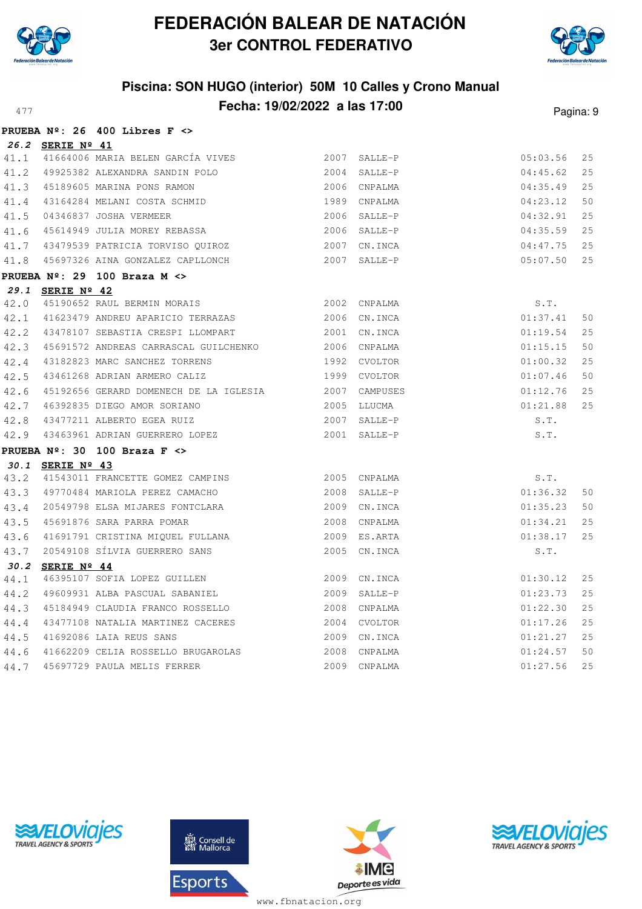# FEDERACIÓN BALEAR DE NATACIÓN
## 3er CONTROL FEDERATIVO

### Piscina: SON HUGO (interior) 50M 10 Calles y Crono Manual
### Fecha: 19/02/2022 a las 17:00

**PRUEBA Nº: 26 400 Libres F <>**

***26.2*** **SERIE Nº 41**

| | | | | | | |
|---|---|---|---|---|---|---|
| 41.1 | 41664006 | MARIA BELEN GARCÍA VIVES | 2007 | SALLE-P | 05:03.56 | 25 |
| 41.2 | 49925382 | ALEXANDRA SANDIN POLO | 2004 | SALLE-P | 04:45.62 | 25 |
| 41.3 | 45189605 | MARINA PONS RAMON | 2006 | CNPALMA | 04:35.49 | 25 |
| 41.4 | 43164284 | MELANI COSTA SCHMID | 1989 | CNPALMA | 04:23.12 | 50 |
| 41.5 | 04346837 | JOSHA VERMEER | 2006 | SALLE-P | 04:32.91 | 25 |
| 41.6 | 45614949 | JULIA MOREY REBASSA | 2006 | SALLE-P | 04:35.59 | 25 |
| 41.7 | 43479539 | PATRICIA TORVISO QUIROZ | 2007 | CN.INCA | 04:47.75 | 25 |
| 41.8 | 45697326 | AINA GONZALEZ CAPLLONCH | 2007 | SALLE-P | 05:07.50 | 25 |

**PRUEBA Nº: 29 100 Braza M <>**

***29.1*** **SERIE Nº 42**

| | | | | | | |
|---|---|---|---|---|---|---|
| 42.0 | 45190652 | RAUL BERMIN MORAIS | 2002 | CNPALMA | S.T. | |
| 42.1 | 41623479 | ANDREU APARICIO TERRAZAS | 2006 | CN.INCA | 01:37.41 | 50 |
| 42.2 | 43478107 | SEBASTIA CRESPI LLOMPART | 2001 | CN.INCA | 01:19.54 | 25 |
| 42.3 | 45691572 | ANDREAS CARRASCAL GUILCHENKO | 2006 | CNPALMA | 01:15.15 | 50 |
| 42.4 | 43182823 | MARC SANCHEZ TORRENS | 1992 | CVOLTOR | 01:00.32 | 25 |
| 42.5 | 43461268 | ADRIAN ARMERO CALIZ | 1999 | CVOLTOR | 01:07.46 | 50 |
| 42.6 | 45192656 | GERARD DOMENECH DE LA IGLESIA | 2007 | CAMPUSES | 01:12.76 | 25 |
| 42.7 | 46392835 | DIEGO AMOR SORIANO | 2005 | LLUCMA | 01:21.88 | 25 |
| 42.8 | 43477211 | ALBERTO EGEA RUIZ | 2007 | SALLE-P | S.T. | |
| 42.9 | 43463961 | ADRIAN GUERRERO LOPEZ | 2001 | SALLE-P | S.T. | |

**PRUEBA Nº: 30 100 Braza F <>**

***30.1*** **SERIE Nº 43**

| | | | | | | |
|---|---|---|---|---|---|---|
| 43.2 | 41543011 | FRANCETTE GOMEZ CAMPINS | 2005 | CNPALMA | S.T. | |
| 43.3 | 49770484 | MARIOLA PEREZ CAMACHO | 2008 | SALLE-P | 01:36.32 | 50 |
| 43.4 | 20549798 | ELSA MIJARES FONTCLARA | 2009 | CN.INCA | 01:35.23 | 50 |
| 43.5 | 45691876 | SARA PARRA POMAR | 2008 | CNPALMA | 01:34.21 | 25 |
| 43.6 | 41691791 | CRISTINA MIQUEL FULLANA | 2009 | ES.ARTA | 01:38.17 | 25 |
| 43.7 | 20549108 | SÍLVIA GUERRERO SANS | 2005 | CN.INCA | S.T. | |

***30.2*** **SERIE Nº 44**

| | | | | | | |
|---|---|---|---|---|---|---|
| 44.1 | 46395107 | SOFIA LOPEZ GUILLEN | 2009 | CN.INCA | 01:30.12 | 25 |
| 44.2 | 49609931 | ALBA PASCUAL SABANIEL | 2009 | SALLE-P | 01:23.73 | 25 |
| 44.3 | 45184949 | CLAUDIA FRANCO ROSSELLO | 2008 | CNPALMA | 01:22.30 | 25 |
| 44.4 | 43477108 | NATALIA MARTINEZ CACERES | 2004 | CVOLTOR | 01:17.26 | 25 |
| 44.5 | 41692086 | LAIA REUS SANS | 2009 | CN.INCA | 01:21.27 | 25 |
| 44.6 | 41662209 | CELIA ROSSELLO BRUGAROLAS | 2008 | CNPALMA | 01:24.57 | 50 |
| 44.7 | 45697729 | PAULA MELIS FERRER | 2009 | CNPALMA | 01:27.56 | 25 |

www.fbnatacion.org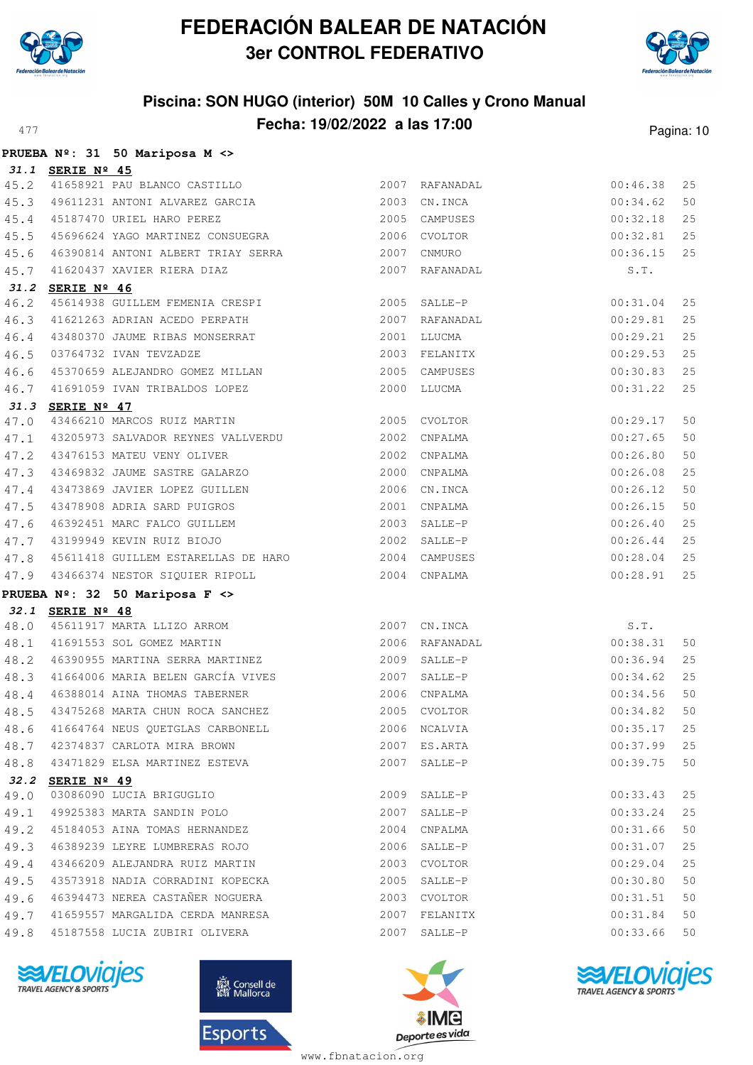# FEDERACIÓN BALEAR DE NATACIÓN
## 3er CONTROL FEDERATIVO

### Piscina: SON HUGO (interior) 50M 10 Calles y Crono Manual
### Fecha: 19/02/2022 a las 17:00

477

**PRUEBA Nº: 31 50 Mariposa M <>**

***31.1*** **SERIE Nº 45**

| | | | | | | |
|---|---|---|---|---|---|---|
| 45.2 | 41658921 | PAU BLANCO CASTILLO | 2007 | RAFANADAL | 00:46.38 | 25 |
| 45.3 | 49611231 | ANTONI ALVAREZ GARCIA | 2003 | CN.INCA | 00:34.62 | 50 |
| 45.4 | 45187470 | URIEL HARO PEREZ | 2005 | CAMPUSES | 00:32.18 | 25 |
| 45.5 | 45696624 | YAGO MARTINEZ CONSUEGRA | 2006 | CVOLTOR | 00:32.81 | 25 |
| 45.6 | 46390814 | ANTONI ALBERT TRIAY SERRA | 2007 | CNMURO | 00:36.15 | 25 |
| 45.7 | 41620437 | XAVIER RIERA DIAZ | 2007 | RAFANADAL | S.T. | |

***31.2*** **SERIE Nº 46**

| | | | | | | |
|---|---|---|---|---|---|---|
| 46.2 | 45614938 | GUILLEM FEMENIA CRESPI | 2005 | SALLE-P | 00:31.04 | 25 |
| 46.3 | 41621263 | ADRIAN ACEDO PERPATH | 2007 | RAFANADAL | 00:29.81 | 25 |
| 46.4 | 43480370 | JAUME RIBAS MONSERRAT | 2001 | LLUCMA | 00:29.21 | 25 |
| 46.5 | 03764732 | IVAN TEVZADZE | 2003 | FELANITX | 00:29.53 | 25 |
| 46.6 | 45370659 | ALEJANDRO GOMEZ MILLAN | 2005 | CAMPUSES | 00:30.83 | 25 |
| 46.7 | 41691059 | IVAN TRIBALDOS LOPEZ | 2000 | LLUCMA | 00:31.22 | 25 |

***31.3*** **SERIE Nº 47**

| | | | | | | |
|---|---|---|---|---|---|---|
| 47.0 | 43466210 | MARCOS RUIZ MARTIN | 2005 | CVOLTOR | 00:29.17 | 50 |
| 47.1 | 43205973 | SALVADOR REYNES VALLVERDU | 2002 | CNPALMA | 00:27.65 | 50 |
| 47.2 | 43476153 | MATEU VENY OLIVER | 2002 | CNPALMA | 00:26.80 | 50 |
| 47.3 | 43469832 | JAUME SASTRE GALARZO | 2000 | CNPALMA | 00:26.08 | 25 |
| 47.4 | 43473869 | JAVIER LOPEZ GUILLEN | 2006 | CN.INCA | 00:26.12 | 50 |
| 47.5 | 43478908 | ADRIA SARD PUIGROS | 2001 | CNPALMA | 00:26.15 | 50 |
| 47.6 | 46392451 | MARC FALCO GUILLEM | 2003 | SALLE-P | 00:26.40 | 25 |
| 47.7 | 43199949 | KEVIN RUIZ BIOJO | 2002 | SALLE-P | 00:26.44 | 25 |
| 47.8 | 45611418 | GUILLEM ESTARELLAS DE HARO | 2004 | CAMPUSES | 00:28.04 | 25 |
| 47.9 | 43466374 | NESTOR SIQUIER RIPOLL | 2004 | CNPALMA | 00:28.91 | 25 |

**PRUEBA Nº: 32 50 Mariposa F <>**

***32.1*** **SERIE Nº 48**

| | | | | | | |
|---|---|---|---|---|---|---|
| 48.0 | 45611917 | MARTA LLIZO ARROM | 2007 | CN.INCA | S.T. | |
| 48.1 | 41691553 | SOL GOMEZ MARTIN | 2006 | RAFANADAL | 00:38.31 | 50 |
| 48.2 | 46390955 | MARTINA SERRA MARTINEZ | 2009 | SALLE-P | 00:36.94 | 25 |
| 48.3 | 41664006 | MARIA BELEN GARCÍA VIVES | 2007 | SALLE-P | 00:34.62 | 25 |
| 48.4 | 46388014 | AINA THOMAS TABERNER | 2006 | CNPALMA | 00:34.56 | 50 |
| 48.5 | 43475268 | MARTA CHUN ROCA SANCHEZ | 2005 | CVOLTOR | 00:34.82 | 50 |
| 48.6 | 41664764 | NEUS QUETGLAS CARBONELL | 2006 | NCALVIA | 00:35.17 | 25 |
| 48.7 | 42374837 | CARLOTA MIRA BROWN | 2007 | ES.ARTA | 00:37.99 | 25 |
| 48.8 | 43471829 | ELSA MARTINEZ ESTEVA | 2007 | SALLE-P | 00:39.75 | 50 |

***32.2*** **SERIE Nº 49**

| | | | | | | |
|---|---|---|---|---|---|---|
| 49.0 | 03086090 | LUCIA BRIGUGLIO | 2009 | SALLE-P | 00:33.43 | 25 |
| 49.1 | 49925383 | MARTA SANDIN POLO | 2007 | SALLE-P | 00:33.24 | 25 |
| 49.2 | 45184053 | AINA TOMAS HERNANDEZ | 2004 | CNPALMA | 00:31.66 | 50 |
| 49.3 | 46389239 | LEYRE LUMBRERAS ROJO | 2006 | SALLE-P | 00:31.07 | 25 |
| 49.4 | 43466209 | ALEJANDRA RUIZ MARTIN | 2003 | CVOLTOR | 00:29.04 | 25 |
| 49.5 | 43573918 | NADIA CORRADINI KOPECKA | 2005 | SALLE-P | 00:30.80 | 50 |
| 49.6 | 46394473 | NEREA CASTAÑER NOGUERA | 2003 | CVOLTOR | 00:31.51 | 50 |
| 49.7 | 41659557 | MARGALIDA CERDA MANRESA | 2007 | FELANITX | 00:31.84 | 50 |
| 49.8 | 45187558 | LUCIA ZUBIRI OLIVERA | 2007 | SALLE-P | 00:33.66 | 50 |

www.fbnatacion.org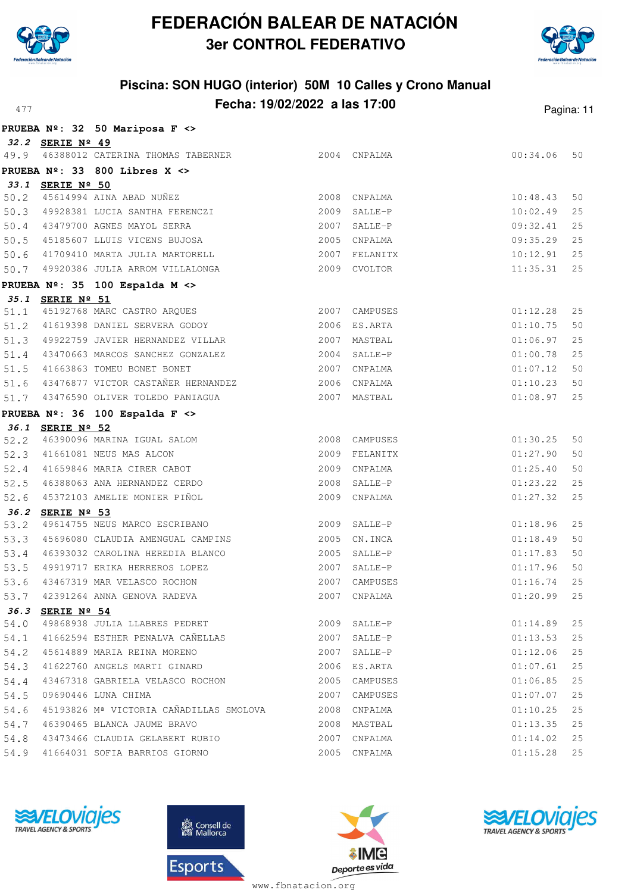# FEDERACIÓN BALEAR DE NATACIÓN
## 3er CONTROL FEDERATIVO

### Piscina: SON HUGO (interior) 50M 10 Calles y Crono Manual
### Fecha: 19/02/2022 a las 17:00

**PRUEBA Nº: 32 50 Mariposa F <>**

*32.2* **SERIE Nº 49**

| | | | | | | |
|---|---|---|---|---|---|---|
| 49.9 | 46388012 | CATERINA THOMAS TABERNER | 2004 | CNPALMA | 00:34.06 | 50 |

**PRUEBA Nº: 33 800 Libres X <>**

*33.1* **SERIE Nº 50**

| | | | | | | |
|---|---|---|---|---|---|---|
| 50.2 | 45614994 | AINA ABAD NUÑEZ | 2008 | CNPALMA | 10:48.43 | 50 |
| 50.3 | 49928381 | LUCIA SANTHA FERENCZI | 2009 | SALLE-P | 10:02.49 | 25 |
| 50.4 | 43479700 | AGNES MAYOL SERRA | 2007 | SALLE-P | 09:32.41 | 25 |
| 50.5 | 45185607 | LLUIS VICENS BUJOSA | 2005 | CNPALMA | 09:35.29 | 25 |
| 50.6 | 41709410 | MARTA JULIA MARTORELL | 2007 | FELANITX | 10:12.91 | 25 |
| 50.7 | 49920386 | JULIA ARROM VILLALONGA | 2009 | CVOLTOR | 11:35.31 | 25 |

**PRUEBA Nº: 35 100 Espalda M <>**

*35.1* **SERIE Nº 51**

| | | | | | | |
|---|---|---|---|---|---|---|
| 51.1 | 45192768 | MARC CASTRO ARQUES | 2007 | CAMPUSES | 01:12.28 | 25 |
| 51.2 | 41619398 | DANIEL SERVERA GODOY | 2006 | ES.ARTA | 01:10.75 | 50 |
| 51.3 | 49922759 | JAVIER HERNANDEZ VILLAR | 2007 | MASTBAL | 01:06.97 | 25 |
| 51.4 | 43470663 | MARCOS SANCHEZ GONZALEZ | 2004 | SALLE-P | 01:00.78 | 25 |
| 51.5 | 41663863 | TOMEU BONET BONET | 2007 | CNPALMA | 01:07.12 | 50 |
| 51.6 | 43476877 | VICTOR CASTAÑER HERNANDEZ | 2006 | CNPALMA | 01:10.23 | 50 |
| 51.7 | 43476590 | OLIVER TOLEDO PANIAGUA | 2007 | MASTBAL | 01:08.97 | 25 |

**PRUEBA Nº: 36 100 Espalda F <>**

*36.1* **SERIE Nº 52**

| | | | | | | |
|---|---|---|---|---|---|---|
| 52.2 | 46390096 | MARINA IGUAL SALOM | 2008 | CAMPUSES | 01:30.25 | 50 |
| 52.3 | 41661081 | NEUS MAS ALCON | 2009 | FELANITX | 01:27.90 | 50 |
| 52.4 | 41659846 | MARIA CIRER CABOT | 2009 | CNPALMA | 01:25.40 | 50 |
| 52.5 | 46388063 | ANA HERNANDEZ CERDO | 2008 | SALLE-P | 01:23.22 | 25 |
| 52.6 | 45372103 | AMELIE MONIER PIÑOL | 2009 | CNPALMA | 01:27.32 | 25 |

*36.2* **SERIE Nº 53**

| | | | | | | |
|---|---|---|---|---|---|---|
| 53.2 | 49614755 | NEUS MARCO ESCRIBANO | 2009 | SALLE-P | 01:18.96 | 25 |
| 53.3 | 45696080 | CLAUDIA AMENGUAL CAMPINS | 2005 | CN.INCA | 01:18.49 | 50 |
| 53.4 | 46393032 | CAROLINA HEREDIA BLANCO | 2005 | SALLE-P | 01:17.83 | 50 |
| 53.5 | 49919717 | ERIKA HERREROS LOPEZ | 2007 | SALLE-P | 01:17.96 | 50 |
| 53.6 | 43467319 | MAR VELASCO ROCHON | 2007 | CAMPUSES | 01:16.74 | 25 |
| 53.7 | 42391264 | ANNA GENOVA RADEVA | 2007 | CNPALMA | 01:20.99 | 25 |

*36.3* **SERIE Nº 54**

| | | | | | | |
|---|---|---|---|---|---|---|
| 54.0 | 49868938 | JULIA LLABRES PEDRET | 2009 | SALLE-P | 01:14.89 | 25 |
| 54.1 | 41662594 | ESTHER PENALVA CAÑELLAS | 2007 | SALLE-P | 01:13.53 | 25 |
| 54.2 | 45614889 | MARIA REINA MORENO | 2007 | SALLE-P | 01:12.06 | 25 |
| 54.3 | 41622760 | ANGELS MARTI GINARD | 2006 | ES.ARTA | 01:07.61 | 25 |
| 54.4 | 43467318 | GABRIELA VELASCO ROCHON | 2005 | CAMPUSES | 01:06.85 | 25 |
| 54.5 | 09690446 | LUNA CHIMA | 2007 | CAMPUSES | 01:07.07 | 25 |
| 54.6 | 45193826 | Mª VICTORIA CAÑADILLAS SMOLOVA | 2008 | CNPALMA | 01:10.25 | 25 |
| 54.7 | 46390465 | BLANCA JAUME BRAVO | 2008 | MASTBAL | 01:13.35 | 25 |
| 54.8 | 43473466 | CLAUDIA GELABERT RUBIO | 2007 | CNPALMA | 01:14.02 | 25 |
| 54.9 | 41664031 | SOFIA BARRIOS GIORNO | 2005 | CNPALMA | 01:15.28 | 25 |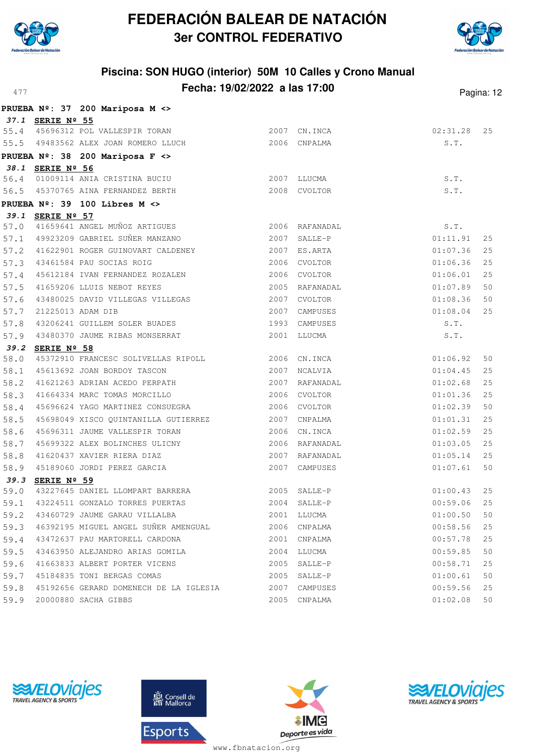# FEDERACIÓN BALEAR DE NATACIÓN
## 3er CONTROL FEDERATIVO

### Piscina: SON HUGO (interior) 50M 10 Calles y Crono Manual
### Fecha: 19/02/2022 a las 17:00

**PRUEBA Nº: 37 200 Mariposa M <>**

***37.1*** **SERIE Nº 55**

| | | | | | | |
|---|---|---|---|---|---|---|
| 55.4 | 45696312 | POL VALLESPIR TORAN | 2007 | CN.INCA | 02:31.28 | 25 |
| 55.5 | 49483562 | ALEX JOAN ROMERO LLUCH | 2006 | CNPALMA | S.T. | |

**PRUEBA Nº: 38 200 Mariposa F <>**

***38.1*** **SERIE Nº 56**

| | | | | | | |
|---|---|---|---|---|---|---|
| 56.4 | 01009114 | ANIA CRISTINA BUCIU | 2007 | LLUCMA | S.T. | |
| 56.5 | 45370765 | AINA FERNANDEZ BERTH | 2008 | CVOLTOR | S.T. | |

**PRUEBA Nº: 39 100 Libres M <>**

***39.1*** **SERIE Nº 57**

| | | | | | | |
|---|---|---|---|---|---|---|
| 57.0 | 41659641 | ANGEL MUÑOZ ARTIGUES | 2006 | RAFANADAL | S.T. | |
| 57.1 | 49923209 | GABRIEL SUÑER MANZANO | 2007 | SALLE-P | 01:11.91 | 25 |
| 57.2 | 41622901 | ROGER GUINOVART CALDENEY | 2007 | ES.ARTA | 01:07.36 | 25 |
| 57.3 | 43461584 | PAU SOCIAS ROIG | 2006 | CVOLTOR | 01:06.36 | 25 |
| 57.4 | 45612184 | IVAN FERNANDEZ ROZALEN | 2006 | CVOLTOR | 01:06.01 | 25 |
| 57.5 | 41659206 | LLUIS NEBOT REYES | 2005 | RAFANADAL | 01:07.89 | 50 |
| 57.6 | 43480025 | DAVID VILLEGAS VILLEGAS | 2007 | CVOLTOR | 01:08.36 | 50 |
| 57.7 | 21225013 | ADAM DIB | 2007 | CAMPUSES | 01:08.04 | 25 |
| 57.8 | 43206241 | GUILLEM SOLER BUADES | 1993 | CAMPUSES | S.T. | |
| 57.9 | 43480370 | JAUME RIBAS MONSERRAT | 2001 | LLUCMA | S.T. | |

***39.2*** **SERIE Nº 58**

| | | | | | | |
|---|---|---|---|---|---|---|
| 58.0 | 45372910 | FRANCESC SOLIVELLAS RIPOLL | 2006 | CN.INCA | 01:06.92 | 50 |
| 58.1 | 45613692 | JOAN BORDOY TASCON | 2007 | NCALVIA | 01:04.45 | 25 |
| 58.2 | 41621263 | ADRIAN ACEDO PERPATH | 2007 | RAFANADAL | 01:02.68 | 25 |
| 58.3 | 41664334 | MARC TOMAS MORCILLO | 2006 | CVOLTOR | 01:01.36 | 25 |
| 58.4 | 45696624 | YAGO MARTINEZ CONSUEGRA | 2006 | CVOLTOR | 01:02.39 | 50 |
| 58.5 | 45698049 | XISCO QUINTANILLA GUTIERREZ | 2007 | CNPALMA | 01:01.31 | 25 |
| 58.6 | 45696311 | JAUME VALLESPIR TORAN | 2006 | CN.INCA | 01:02.59 | 25 |
| 58.7 | 45699322 | ALEX BOLINCHES ULICNY | 2006 | RAFANADAL | 01:03.05 | 25 |
| 58.8 | 41620437 | XAVIER RIERA DIAZ | 2007 | RAFANADAL | 01:05.14 | 25 |
| 58.9 | 45189060 | JORDI PEREZ GARCIA | 2007 | CAMPUSES | 01:07.61 | 50 |

***39.3*** **SERIE Nº 59**

| | | | | | | |
|---|---|---|---|---|---|---|
| 59.0 | 43227645 | DANIEL LLOMPART BARRERA | 2005 | SALLE-P | 01:00.43 | 25 |
| 59.1 | 43224511 | GONZALO TORRES PUERTAS | 2004 | SALLE-P | 00:59.06 | 25 |
| 59.2 | 43460729 | JAUME GARAU VILLALBA | 2001 | LLUCMA | 01:00.50 | 50 |
| 59.3 | 46392195 | MIGUEL ANGEL SUÑER AMENGUAL | 2006 | CNPALMA | 00:58.56 | 25 |
| 59.4 | 43472637 | PAU MARTORELL CARDONA | 2001 | CNPALMA | 00:57.78 | 25 |
| 59.5 | 43463950 | ALEJANDRO ARIAS GOMILA | 2004 | LLUCMA | 00:59.85 | 50 |
| 59.6 | 41663833 | ALBERT PORTER VICENS | 2005 | SALLE-P | 00:58.71 | 25 |
| 59.7 | 45184835 | TONI BERGAS COMAS | 2005 | SALLE-P | 01:00.61 | 50 |
| 59.8 | 45192656 | GERARD DOMENECH DE LA IGLESIA | 2007 | CAMPUSES | 00:59.56 | 25 |
| 59.9 | 20000880 | SACHA GIBBS | 2005 | CNPALMA | 01:02.08 | 50 |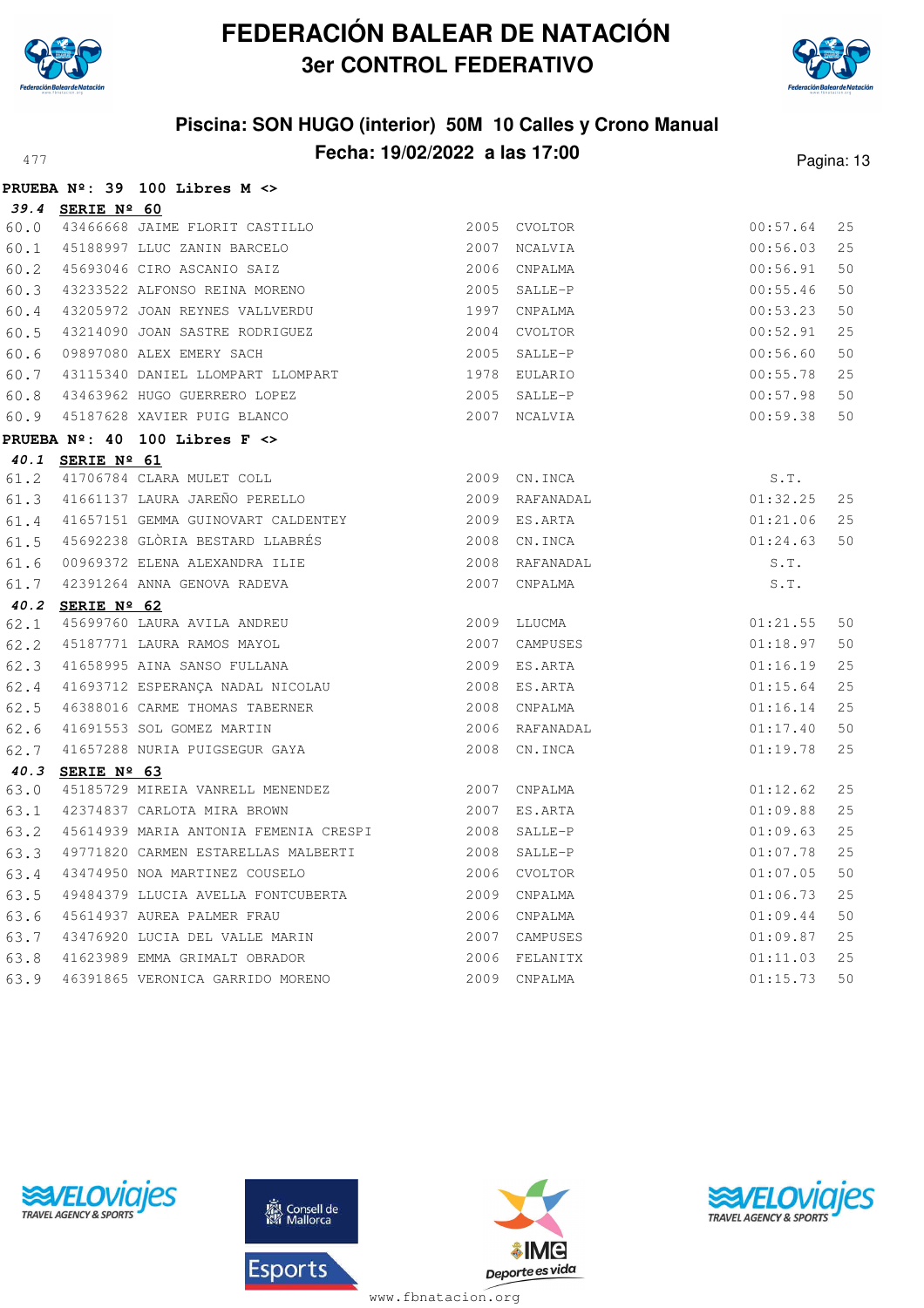# FEDERACIÓN BALEAR DE NATACIÓN
## 3er CONTROL FEDERATIVO

### Piscina: SON HUGO (interior) 50M 10 Calles y Crono Manual
### Fecha: 19/02/2022 a las 17:00

**PRUEBA Nº: 39 100 Libres M <>**

***39.4*** **SERIE Nº 60**

| | | | | | | |
|---|---|---|---|---|---|---|
| 60.0 | 43466668 | JAIME FLORIT CASTILLO | 2005 | CVOLTOR | 00:57.64 | 25 |
| 60.1 | 45188997 | LLUC ZANIN BARCELO | 2007 | NCALVIA | 00:56.03 | 25 |
| 60.2 | 45693046 | CIRO ASCANIO SAIZ | 2006 | CNPALMA | 00:56.91 | 50 |
| 60.3 | 43233522 | ALFONSO REINA MORENO | 2005 | SALLE-P | 00:55.46 | 50 |
| 60.4 | 43205972 | JOAN REYNES VALLVERDU | 1997 | CNPALMA | 00:53.23 | 50 |
| 60.5 | 43214090 | JOAN SASTRE RODRIGUEZ | 2004 | CVOLTOR | 00:52.91 | 25 |
| 60.6 | 09897080 | ALEX EMERY SACH | 2005 | SALLE-P | 00:56.60 | 50 |
| 60.7 | 43115340 | DANIEL LLOMPART LLOMPART | 1978 | EULARIO | 00:55.78 | 25 |
| 60.8 | 43463962 | HUGO GUERRERO LOPEZ | 2005 | SALLE-P | 00:57.98 | 50 |
| 60.9 | 45187628 | XAVIER PUIG BLANCO | 2007 | NCALVIA | 00:59.38 | 50 |

**PRUEBA Nº: 40 100 Libres F <>**

***40.1*** **SERIE Nº 61**

| | | | | | | |
|---|---|---|---|---|---|---|
| 61.2 | 41706784 | CLARA MULET COLL | 2009 | CN.INCA | S.T. | |
| 61.3 | 41661137 | LAURA JAREÑO PERELLO | 2009 | RAFANADAL | 01:32.25 | 25 |
| 61.4 | 41657151 | GEMMA GUINOVART CALDENTEY | 2009 | ES.ARTA | 01:21.06 | 25 |
| 61.5 | 45692238 | GLÒRIA BESTARD LLABRÉS | 2008 | CN.INCA | 01:24.63 | 50 |
| 61.6 | 00969372 | ELENA ALEXANDRA ILIE | 2008 | RAFANADAL | S.T. | |
| 61.7 | 42391264 | ANNA GENOVA RADEVA | 2007 | CNPALMA | S.T. | |

***40.2*** **SERIE Nº 62**

| | | | | | | |
|---|---|---|---|---|---|---|
| 62.1 | 45699760 | LAURA AVILA ANDREU | 2009 | LLUCMA | 01:21.55 | 50 |
| 62.2 | 45187771 | LAURA RAMOS MAYOL | 2007 | CAMPUSES | 01:18.97 | 50 |
| 62.3 | 41658995 | AINA SANSO FULLANA | 2009 | ES.ARTA | 01:16.19 | 25 |
| 62.4 | 41693712 | ESPERANÇA NADAL NICOLAU | 2008 | ES.ARTA | 01:15.64 | 25 |
| 62.5 | 46388016 | CARME THOMAS TABERNER | 2008 | CNPALMA | 01:16.14 | 25 |
| 62.6 | 41691553 | SOL GOMEZ MARTIN | 2006 | RAFANADAL | 01:17.40 | 50 |
| 62.7 | 41657288 | NURIA PUIGSEGUR GAYA | 2008 | CN.INCA | 01:19.78 | 25 |

***40.3*** **SERIE Nº 63**

| | | | | | | |
|---|---|---|---|---|---|---|
| 63.0 | 45185729 | MIREIA VANRELL MENENDEZ | 2007 | CNPALMA | 01:12.62 | 25 |
| 63.1 | 42374837 | CARLOTA MIRA BROWN | 2007 | ES.ARTA | 01:09.88 | 25 |
| 63.2 | 45614939 | MARIA ANTONIA FEMENIA CRESPI | 2008 | SALLE-P | 01:09.63 | 25 |
| 63.3 | 49771820 | CARMEN ESTARELLAS MALBERTI | 2008 | SALLE-P | 01:07.78 | 25 |
| 63.4 | 43474950 | NOA MARTINEZ COUSELO | 2006 | CVOLTOR | 01:07.05 | 50 |
| 63.5 | 49484379 | LLUCIA AVELLA FONTCUBERTA | 2009 | CNPALMA | 01:06.73 | 25 |
| 63.6 | 45614937 | AUREA PALMER FRAU | 2006 | CNPALMA | 01:09.44 | 50 |
| 63.7 | 43476920 | LUCIA DEL VALLE MARIN | 2007 | CAMPUSES | 01:09.87 | 25 |
| 63.8 | 41623989 | EMMA GRIMALT OBRADOR | 2006 | FELANITX | 01:11.03 | 25 |
| 63.9 | 46391865 | VERONICA GARRIDO MORENO | 2009 | CNPALMA | 01:15.73 | 50 |

www.fbnatacion.org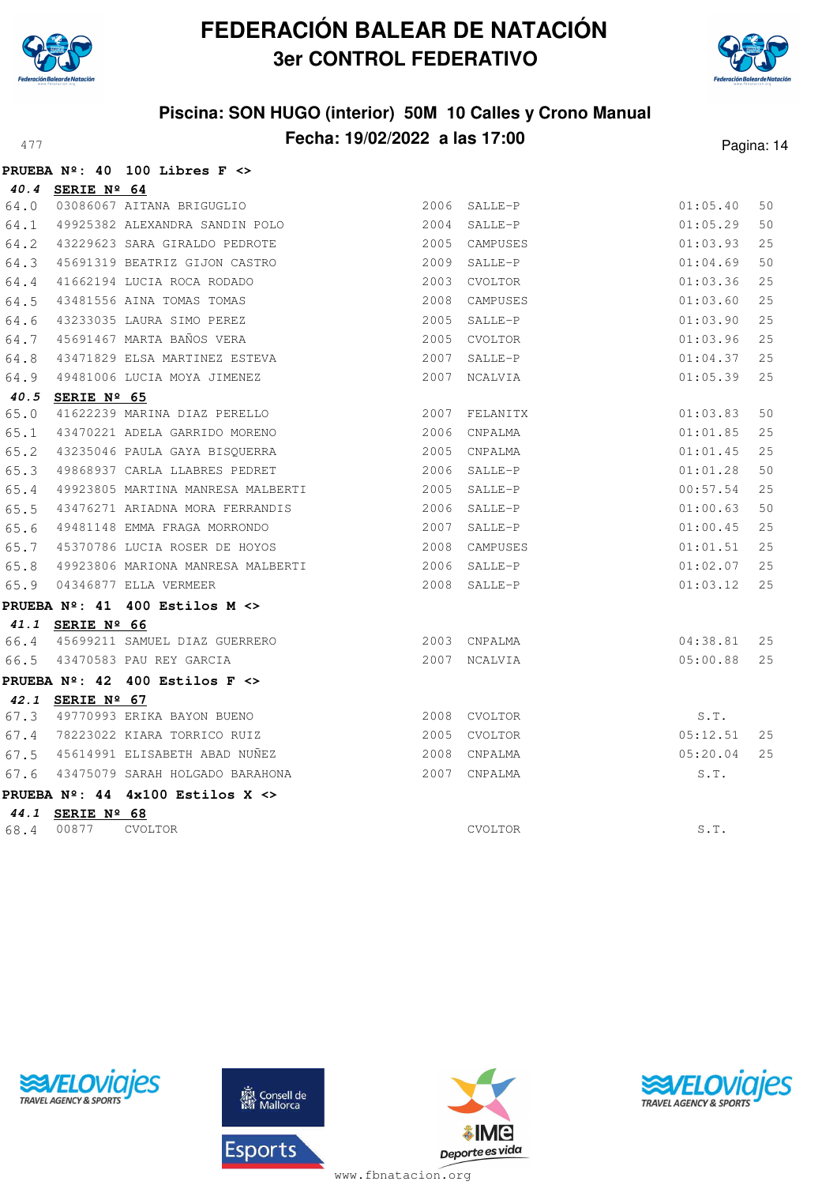# FEDERACIÓN BALEAR DE NATACIÓN
## 3er CONTROL FEDERATIVO

### Piscina: SON HUGO (interior) 50M 10 Calles y Crono Manual
### Fecha: 19/02/2022 a las 17:00

**PRUEBA Nº: 40 100 Libres F <>**

***40.4*** **SERIE Nº 64**

| | | | | | | |
|---|---|---|---|---|---|---|
| 64.0 | 03086067 | AITANA BRIGUGLIO | 2006 | SALLE-P | 01:05.40 | 50 |
| 64.1 | 49925382 | ALEXANDRA SANDIN POLO | 2004 | SALLE-P | 01:05.29 | 50 |
| 64.2 | 43229623 | SARA GIRALDO PEDROTE | 2005 | CAMPUSES | 01:03.93 | 25 |
| 64.3 | 45691319 | BEATRIZ GIJON CASTRO | 2009 | SALLE-P | 01:04.69 | 50 |
| 64.4 | 41662194 | LUCIA ROCA RODADO | 2003 | CVOLTOR | 01:03.36 | 25 |
| 64.5 | 43481556 | AINA TOMAS TOMAS | 2008 | CAMPUSES | 01:03.60 | 25 |
| 64.6 | 43233035 | LAURA SIMO PEREZ | 2005 | SALLE-P | 01:03.90 | 25 |
| 64.7 | 45691467 | MARTA BAÑOS VERA | 2005 | CVOLTOR | 01:03.96 | 25 |
| 64.8 | 43471829 | ELSA MARTINEZ ESTEVA | 2007 | SALLE-P | 01:04.37 | 25 |
| 64.9 | 49481006 | LUCIA MOYA JIMENEZ | 2007 | NCALVIA | 01:05.39 | 25 |

***40.5*** **SERIE Nº 65**

| | | | | | | |
|---|---|---|---|---|---|---|
| 65.0 | 41622239 | MARINA DIAZ PERELLO | 2007 | FELANITX | 01:03.83 | 50 |
| 65.1 | 43470221 | ADELA GARRIDO MORENO | 2006 | CNPALMA | 01:01.85 | 25 |
| 65.2 | 43235046 | PAULA GAYA BISQUERRA | 2005 | CNPALMA | 01:01.45 | 25 |
| 65.3 | 49868937 | CARLA LLABRES PEDRET | 2006 | SALLE-P | 01:01.28 | 50 |
| 65.4 | 49923805 | MARTINA MANRESA MALBERTI | 2005 | SALLE-P | 00:57.54 | 25 |
| 65.5 | 43476271 | ARIADNA MORA FERRANDIS | 2006 | SALLE-P | 01:00.63 | 50 |
| 65.6 | 49481148 | EMMA FRAGA MORRONDO | 2007 | SALLE-P | 01:00.45 | 25 |
| 65.7 | 45370786 | LUCIA ROSER DE HOYOS | 2008 | CAMPUSES | 01:01.51 | 25 |
| 65.8 | 49923806 | MARIONA MANRESA MALBERTI | 2006 | SALLE-P | 01:02.07 | 25 |
| 65.9 | 04346877 | ELLA VERMEER | 2008 | SALLE-P | 01:03.12 | 25 |

**PRUEBA Nº: 41 400 Estilos M <>**

***41.1*** **SERIE Nº 66**

| | | | | | | |
|---|---|---|---|---|---|---|
| 66.4 | 45699211 | SAMUEL DIAZ GUERRERO | 2003 | CNPALMA | 04:38.81 | 25 |
| 66.5 | 43470583 | PAU REY GARCIA | 2007 | NCALVIA | 05:00.88 | 25 |

**PRUEBA Nº: 42 400 Estilos F <>**

***42.1*** **SERIE Nº 67**

| | | | | | | |
|---|---|---|---|---|---|---|
| 67.3 | 49770993 | ERIKA BAYON BUENO | 2008 | CVOLTOR | S.T. | |
| 67.4 | 78223022 | KIARA TORRICO RUIZ | 2005 | CVOLTOR | 05:12.51 | 25 |
| 67.5 | 45614991 | ELISABETH ABAD NUÑEZ | 2008 | CNPALMA | 05:20.04 | 25 |
| 67.6 | 43475079 | SARAH HOLGADO BARAHONA | 2007 | CNPALMA | S.T. | |

**PRUEBA Nº: 44 4x100 Estilos X <>**

***44.1*** **SERIE Nº 68**

| | | | | | | |
|---|---|---|---|---|---|---|
| 68.4 | 00877 | CVOLTOR | | CVOLTOR | S.T. | |

www.fbnatacion.org